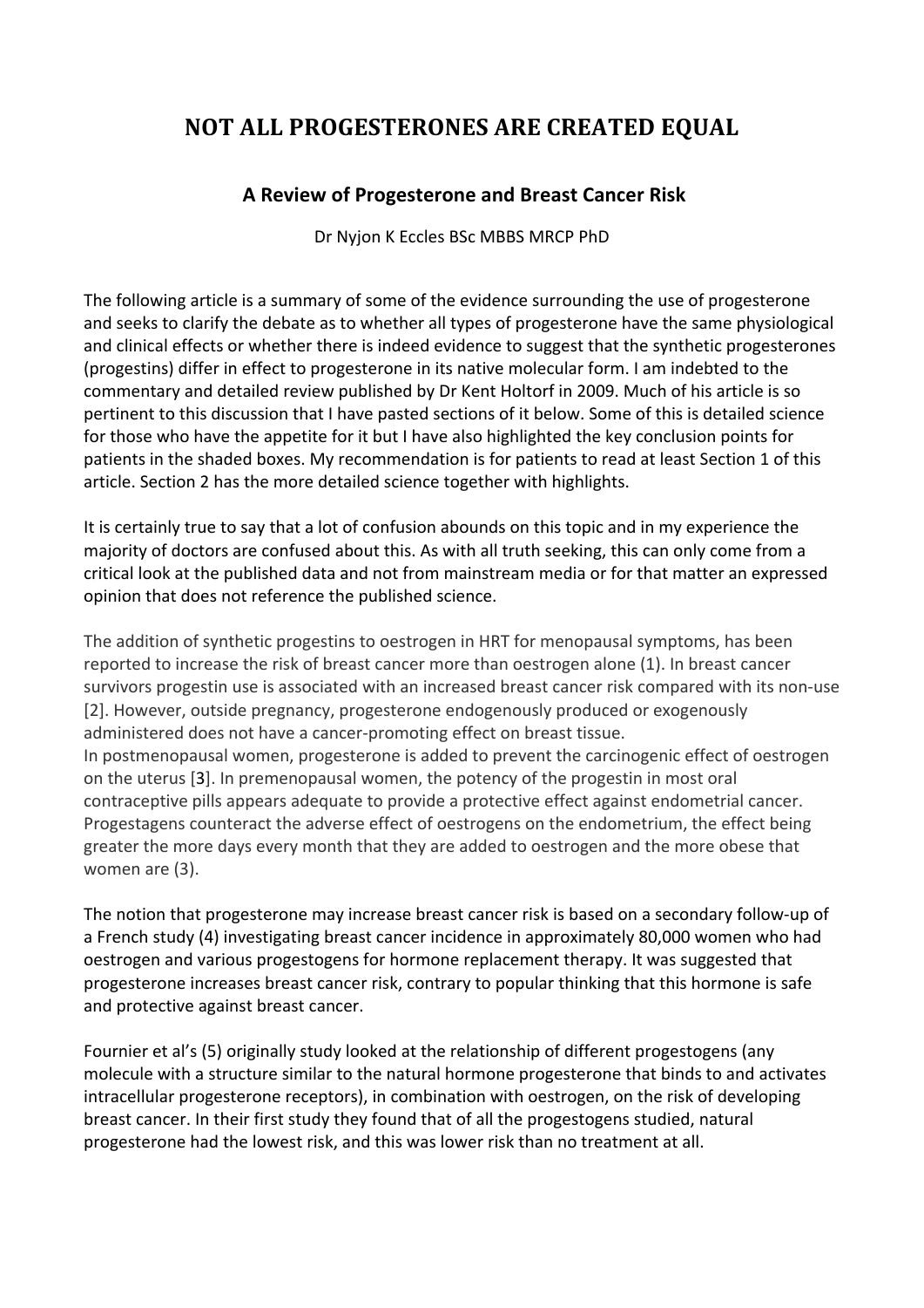# NOT ALL PROGESTERONES ARE CREATED EQUAL

## A Review of Progesterone and Breast Cancer Risk

Dr Nyjon K Eccles BSc MBBS MRCP PhD

The following article is a summary of some of the evidence surrounding the use of progesterone and seeks to clarify the debate as to whether all types of progesterone have the same physiological and clinical effects or whether there is indeed evidence to suggest that the synthetic progesterones (progestins) differ in effect to progesterone in its native molecular form. I am indebted to the commentary and detailed review published by Dr Kent Holtorf in 2009. Much of his article is so pertinent to this discussion that I have pasted sections of it below. Some of this is detailed science for those who have the appetite for it but I have also highlighted the key conclusion points for patients in the shaded boxes. My recommendation is for patients to read at least Section 1 of this article. Section 2 has the more detailed science together with highlights.

It is certainly true to say that a lot of confusion abounds on this topic and in my experience the majority of doctors are confused about this. As with all truth seeking, this can only come from a critical look at the published data and not from mainstream media or for that matter an expressed opinion that does not reference the published science.

The addition of synthetic progestins to oestrogen in HRT for menopausal symptoms, has been reported to increase the risk of breast cancer more than oestrogen alone (1). In breast cancer survivors progestin use is associated with an increased breast cancer risk compared with its non-use [2]. However, outside pregnancy, progesterone endogenously produced or exogenously administered does not have a cancer-promoting effect on breast tissue.
In postmenopausal women, progesterone is added to prevent the carcinogenic effect of oestrogen on the uterus [3]. In premenopausal women, the potency of the progestin in most oral contraceptive pills appears adequate to provide a protective effect against endometrial cancer. Progestagens counteract the adverse effect of oestrogens on the endometrium, the effect being greater the more days every month that they are added to oestrogen and the more obese that women are (3).

The notion that progesterone may increase breast cancer risk is based on a secondary follow-up of a French study (4) investigating breast cancer incidence in approximately 80,000 women who had oestrogen and various progestogens for hormone replacement therapy. It was suggested that progesterone increases breast cancer risk, contrary to popular thinking that this hormone is safe and protective against breast cancer.

Fournier et al's (5) originally study looked at the relationship of different progestogens (any molecule with a structure similar to the natural hormone progesterone that binds to and activates intracellular progesterone receptors), in combination with oestrogen, on the risk of developing breast cancer. In their first study they found that of all the progestogens studied, natural progesterone had the lowest risk, and this was lower risk than no treatment at all.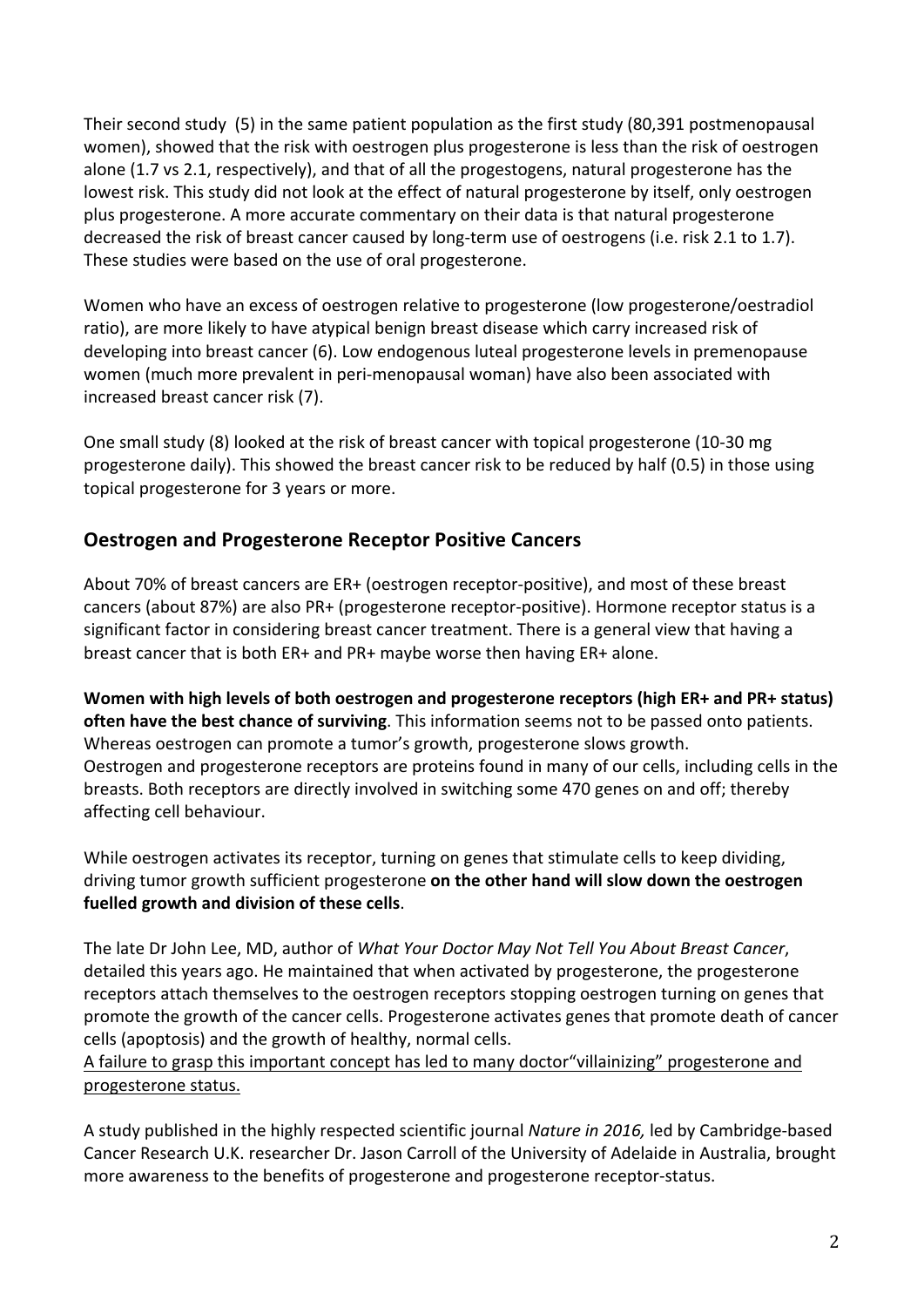Their second study (5) in the same patient population as the first study (80,391 postmenopausal women), showed that the risk with oestrogen plus progesterone is less than the risk of oestrogen alone (1.7 vs 2.1, respectively), and that of all the progestogens, natural progesterone has the lowest risk. This study did not look at the effect of natural progesterone by itself, only oestrogen plus progesterone. A more accurate commentary on their data is that natural progesterone decreased the risk of breast cancer caused by long-term use of oestrogens (i.e. risk 2.1 to 1.7). These studies were based on the use of oral progesterone.

Women who have an excess of oestrogen relative to progesterone (low progesterone/oestradiol ratio), are more likely to have atypical benign breast disease which carry increased risk of developing into breast cancer (6). Low endogenous luteal progesterone levels in premenopause women (much more prevalent in peri-menopausal woman) have also been associated with increased breast cancer risk (7).

One small study (8) looked at the risk of breast cancer with topical progesterone (10-30 mg progesterone daily). This showed the breast cancer risk to be reduced by half (0.5) in those using topical progesterone for 3 years or more.

## Oestrogen and Progesterone Receptor Positive Cancers

About 70% of breast cancers are ER+ (oestrogen receptor-positive), and most of these breast cancers (about 87%) are also PR+ (progesterone receptor-positive). Hormone receptor status is a significant factor in considering breast cancer treatment. There is a general view that having a breast cancer that is both ER+ and PR+ maybe worse then having ER+ alone.

**Women with high levels of both oestrogen and progesterone receptors (high ER+ and PR+ status) often have the best chance of surviving**. This information seems not to be passed onto patients. Whereas oestrogen can promote a tumor's growth, progesterone slows growth.
Oestrogen and progesterone receptors are proteins found in many of our cells, including cells in the breasts. Both receptors are directly involved in switching some 470 genes on and off; thereby affecting cell behaviour.

While oestrogen activates its receptor, turning on genes that stimulate cells to keep dividing, driving tumor growth sufficient progesterone **on the other hand will slow down the oestrogen fuelled growth and division of these cells**.

The late Dr John Lee, MD, author of *What Your Doctor May Not Tell You About Breast Cancer*, detailed this years ago. He maintained that when activated by progesterone, the progesterone receptors attach themselves to the oestrogen receptors stopping oestrogen turning on genes that promote the growth of the cancer cells. Progesterone activates genes that promote death of cancer cells (apoptosis) and the growth of healthy, normal cells.
<u>A failure to grasp this important concept has led to many doctor"villainizing" progesterone and progesterone status.</u>

A study published in the highly respected scientific journal *Nature in 2016,* led by Cambridge-based Cancer Research U.K. researcher Dr. Jason Carroll of the University of Adelaide in Australia, brought more awareness to the benefits of progesterone and progesterone receptor-status.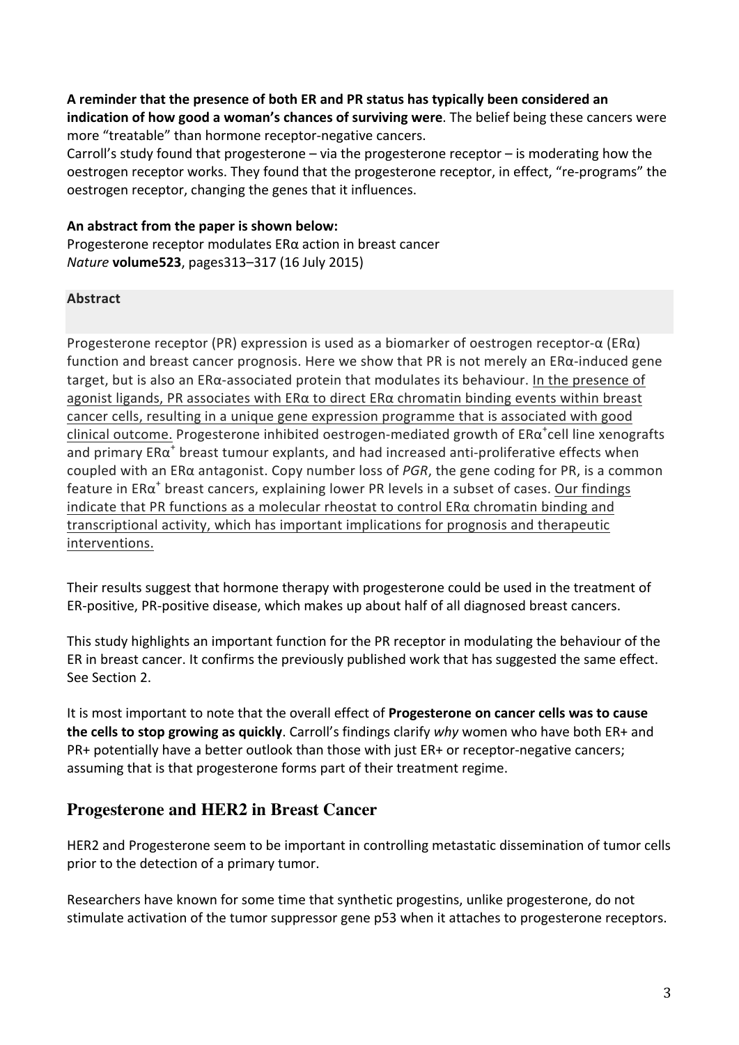**A reminder that the presence of both ER and PR status has typically been considered an indication of how good a woman's chances of surviving were**. The belief being these cancers were more "treatable" than hormone receptor-negative cancers.

Carroll's study found that progesterone – via the progesterone receptor – is moderating how the oestrogen receptor works. They found that the progesterone receptor, in effect, "re-programs" the oestrogen receptor, changing the genes that it influences.

**An abstract from the paper is shown below:**

Progesterone receptor modulates ERα action in breast cancer

*Nature* **volume523**, pages313–317 (16 July 2015)

**Abstract**

Progesterone receptor (PR) expression is used as a biomarker of oestrogen receptor-α (ERα) function and breast cancer prognosis. Here we show that PR is not merely an ERα-induced gene target, but is also an ERα-associated protein that modulates its behaviour. <u>In the presence of agonist ligands, PR associates with ERα to direct ERα chromatin binding events within breast cancer cells, resulting in a unique gene expression programme that is associated with good clinical outcome.</u> Progesterone inhibited oestrogen-mediated growth of $ER\alpha^{+}$ cell line xenografts and primary $ER\alpha^{+}$ breast tumour explants, and had increased anti-proliferative effects when coupled with an ERα antagonist. Copy number loss of *PGR*, the gene coding for PR, is a common feature in $ER\alpha^{+}$ breast cancers, explaining lower PR levels in a subset of cases. <u>Our findings indicate that PR functions as a molecular rheostat to control ERα chromatin binding and transcriptional activity, which has important implications for prognosis and therapeutic interventions.</u>

Their results suggest that hormone therapy with progesterone could be used in the treatment of ER-positive, PR-positive disease, which makes up about half of all diagnosed breast cancers.

This study highlights an important function for the PR receptor in modulating the behaviour of the ER in breast cancer. It confirms the previously published work that has suggested the same effect. See Section 2.

It is most important to note that the overall effect of **Progesterone on cancer cells was to cause the cells to stop growing as quickly**. Carroll's findings clarify *why* women who have both ER+ and PR+ potentially have a better outlook than those with just ER+ or receptor-negative cancers; assuming that is that progesterone forms part of their treatment regime.

## Progesterone and HER2 in Breast Cancer

HER2 and Progesterone seem to be important in controlling metastatic dissemination of tumor cells prior to the detection of a primary tumor.

Researchers have known for some time that synthetic progestins, unlike progesterone, do not stimulate activation of the tumor suppressor gene p53 when it attaches to progesterone receptors.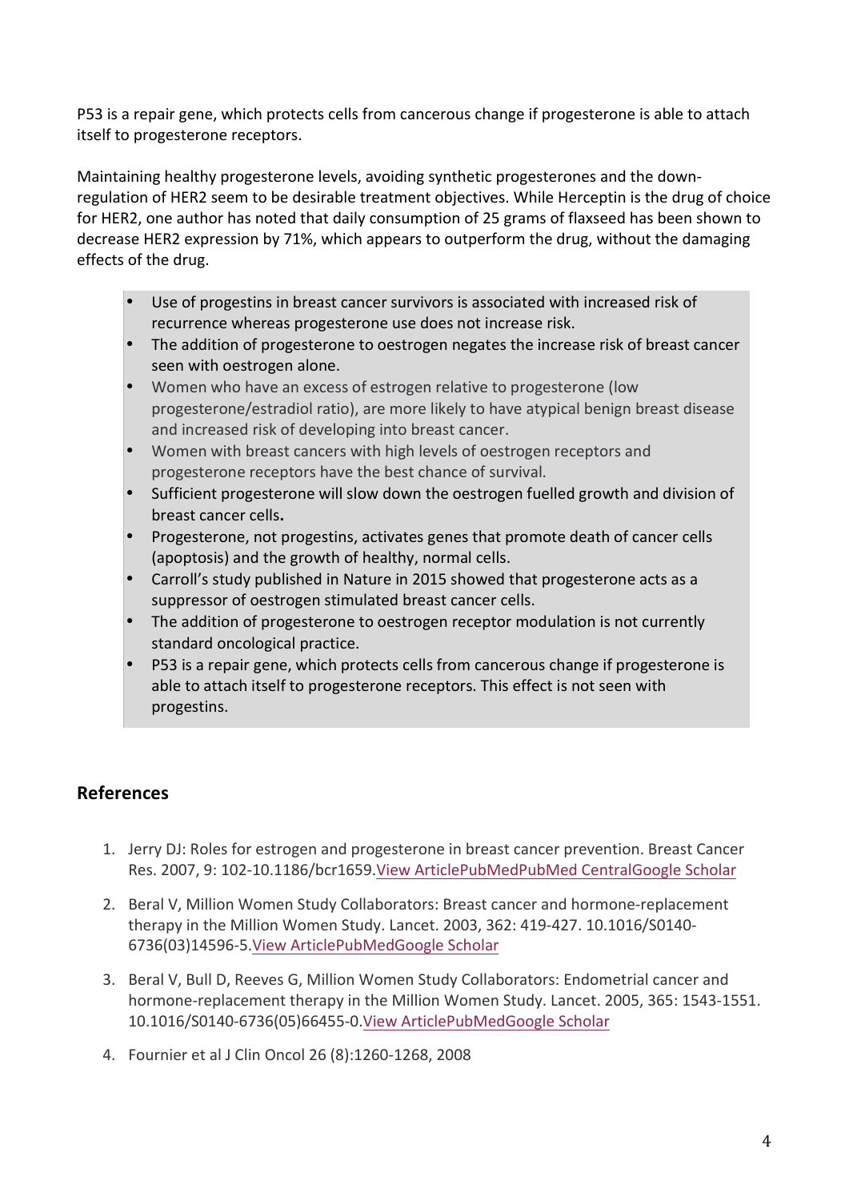P53 is a repair gene, which protects cells from cancerous change if progesterone is able to attach itself to progesterone receptors.

Maintaining healthy progesterone levels, avoiding synthetic progesterones and the down-regulation of HER2 seem to be desirable treatment objectives. While Herceptin is the drug of choice for HER2, one author has noted that daily consumption of 25 grams of flaxseed has been shown to decrease HER2 expression by 71%, which appears to outperform the drug, without the damaging effects of the drug.

- Use of progestins in breast cancer survivors is associated with increased risk of recurrence whereas progesterone use does not increase risk.
- The addition of progesterone to oestrogen negates the increase risk of breast cancer seen with oestrogen alone.
- Women who have an excess of estrogen relative to progesterone (low progesterone/estradiol ratio), are more likely to have atypical benign breast disease and increased risk of developing into breast cancer.
- Women with breast cancers with high levels of oestrogen receptors and progesterone receptors have the best chance of survival.
- Sufficient progesterone will slow down the oestrogen fuelled growth and division of breast cancer cells**.**
- Progesterone, not progestins, activates genes that promote death of cancer cells (apoptosis) and the growth of healthy, normal cells.
- Carroll's study published in Nature in 2015 showed that progesterone acts as a suppressor of oestrogen stimulated breast cancer cells.
- The addition of progesterone to oestrogen receptor modulation is not currently standard oncological practice.
- P53 is a repair gene, which protects cells from cancerous change if progesterone is able to attach itself to progesterone receptors. This effect is not seen with progestins.

## References

1. Jerry DJ: Roles for estrogen and progesterone in breast cancer prevention. Breast Cancer Res. 2007, 9: 102-10.1186/bcr1659.View ArticlePubMedPubMed CentralGoogle Scholar
2. Beral V, Million Women Study Collaborators: Breast cancer and hormone-replacement therapy in the Million Women Study. Lancet. 2003, 362: 419-427. 10.1016/S0140-6736(03)14596-5.View ArticlePubMedGoogle Scholar
3. Beral V, Bull D, Reeves G, Million Women Study Collaborators: Endometrial cancer and hormone-replacement therapy in the Million Women Study. Lancet. 2005, 365: 1543-1551. 10.1016/S0140-6736(05)66455-0.View ArticlePubMedGoogle Scholar
4. Fournier et al J Clin Oncol 26 (8):1260-1268, 2008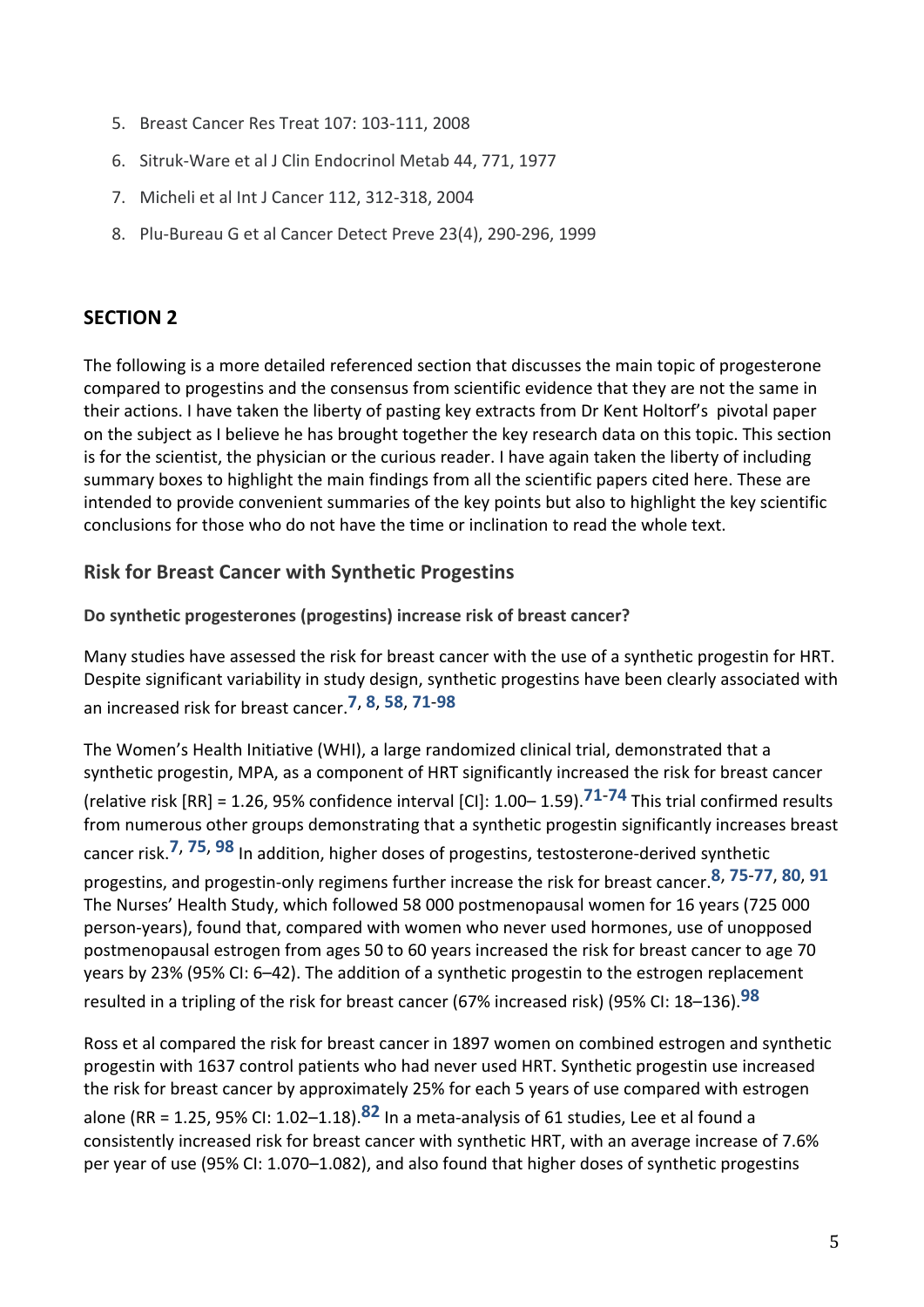5. Breast Cancer Res Treat 107: 103-111, 2008
6. Sitruk-Ware et al J Clin Endocrinol Metab 44, 771, 1977
7. Micheli et al Int J Cancer 112, 312-318, 2004
8. Plu-Bureau G et al Cancer Detect Preve 23(4), 290-296, 1999

## SECTION 2

The following is a more detailed referenced section that discusses the main topic of progesterone compared to progestins and the consensus from scientific evidence that they are not the same in their actions. I have taken the liberty of pasting key extracts from Dr Kent Holtorf's pivotal paper on the subject as I believe he has brought together the key research data on this topic. This section is for the scientist, the physician or the curious reader. I have again taken the liberty of including summary boxes to highlight the main findings from all the scientific papers cited here. These are intended to provide convenient summaries of the key points but also to highlight the key scientific conclusions for those who do not have the time or inclination to read the whole text.

### Risk for Breast Cancer with Synthetic Progestins

**Do synthetic progesterones (progestins) increase risk of breast cancer?**

Many studies have assessed the risk for breast cancer with the use of a synthetic progestin for HRT. Despite significant variability in study design, synthetic progestins have been clearly associated with an increased risk for breast cancer.[7, 8, 58, 71-98]

The Women's Health Initiative (WHI), a large randomized clinical trial, demonstrated that a synthetic progestin, MPA, as a component of HRT significantly increased the risk for breast cancer (relative risk [RR] = 1.26, 95% confidence interval [CI]: 1.00– 1.59).[71-74] This trial confirmed results from numerous other groups demonstrating that a synthetic progestin significantly increases breast cancer risk.[7, 75, 98] In addition, higher doses of progestins, testosterone-derived synthetic progestins, and progestin-only regimens further increase the risk for breast cancer.[8, 75-77, 80, 91] The Nurses' Health Study, which followed 58 000 postmenopausal women for 16 years (725 000 person-years), found that, compared with women who never used hormones, use of unopposed postmenopausal estrogen from ages 50 to 60 years increased the risk for breast cancer to age 70 years by 23% (95% CI: 6–42). The addition of a synthetic progestin to the estrogen replacement resulted in a tripling of the risk for breast cancer (67% increased risk) (95% CI: 18–136).[98]

Ross et al compared the risk for breast cancer in 1897 women on combined estrogen and synthetic progestin with 1637 control patients who had never used HRT. Synthetic progestin use increased the risk for breast cancer by approximately 25% for each 5 years of use compared with estrogen alone (RR = 1.25, 95% CI: 1.02–1.18).[82] In a meta-analysis of 61 studies, Lee et al found a consistently increased risk for breast cancer with synthetic HRT, with an average increase of 7.6% per year of use (95% CI: 1.070–1.082), and also found that higher doses of synthetic progestins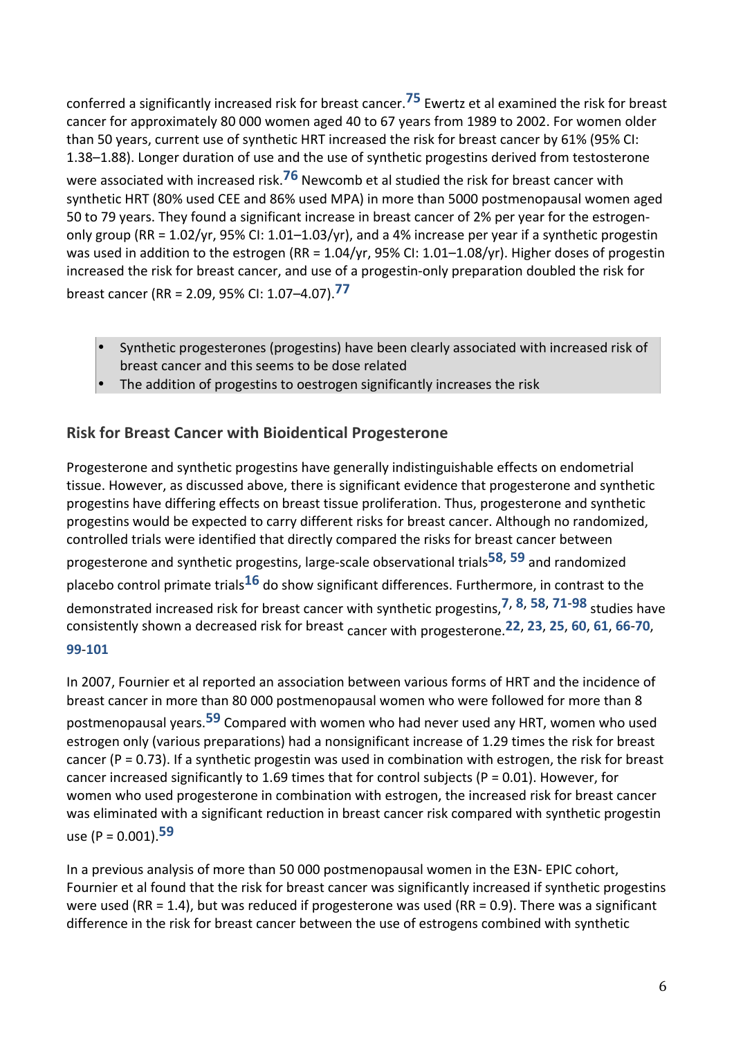conferred a significantly increased risk for breast cancer.[75] Ewertz et al examined the risk for breast cancer for approximately 80 000 women aged 40 to 67 years from 1989 to 2002. For women older than 50 years, current use of synthetic HRT increased the risk for breast cancer by 61% (95% CI: 1.38–1.88). Longer duration of use and the use of synthetic progestins derived from testosterone were associated with increased risk.[76] Newcomb et al studied the risk for breast cancer with synthetic HRT (80% used CEE and 86% used MPA) in more than 5000 postmenopausal women aged 50 to 79 years. They found a significant increase in breast cancer of 2% per year for the estrogen-only group (RR = 1.02/yr, 95% CI: 1.01–1.03/yr), and a 4% increase per year if a synthetic progestin was used in addition to the estrogen (RR = 1.04/yr, 95% CI: 1.01–1.08/yr). Higher doses of progestin increased the risk for breast cancer, and use of a progestin-only preparation doubled the risk for breast cancer (RR = 2.09, 95% CI: 1.07–4.07).[77]

- Synthetic progesterones (progestins) have been clearly associated with increased risk of breast cancer and this seems to be dose related
- The addition of progestins to oestrogen significantly increases the risk

## Risk for Breast Cancer with Bioidentical Progesterone

Progesterone and synthetic progestins have generally indistinguishable effects on endometrial tissue. However, as discussed above, there is significant evidence that progesterone and synthetic progestins have differing effects on breast tissue proliferation. Thus, progesterone and synthetic progestins would be expected to carry different risks for breast cancer. Although no randomized, controlled trials were identified that directly compared the risks for breast cancer between progesterone and synthetic progestins, large-scale observational trials[58, 59] and randomized placebo control primate trials[16] do show significant differences. Furthermore, in contrast to the demonstrated increased risk for breast cancer with synthetic progestins,[7, 8, 58, 71-98] studies have consistently shown a decreased risk for breast cancer with progesterone.[22, 23, 25, 60, 61, 66-70, 99-101]

In 2007, Fournier et al reported an association between various forms of HRT and the incidence of breast cancer in more than 80 000 postmenopausal women who were followed for more than 8 postmenopausal years.[59] Compared with women who had never used any HRT, women who used estrogen only (various preparations) had a nonsignificant increase of 1.29 times the risk for breast cancer (P = 0.73). If a synthetic progestin was used in combination with estrogen, the risk for breast cancer increased significantly to 1.69 times that for control subjects (P = 0.01). However, for women who used progesterone in combination with estrogen, the increased risk for breast cancer was eliminated with a significant reduction in breast cancer risk compared with synthetic progestin use (P = 0.001).[59]

In a previous analysis of more than 50 000 postmenopausal women in the E3N- EPIC cohort, Fournier et al found that the risk for breast cancer was significantly increased if synthetic progestins were used (RR = 1.4), but was reduced if progesterone was used (RR = 0.9). There was a significant difference in the risk for breast cancer between the use of estrogens combined with synthetic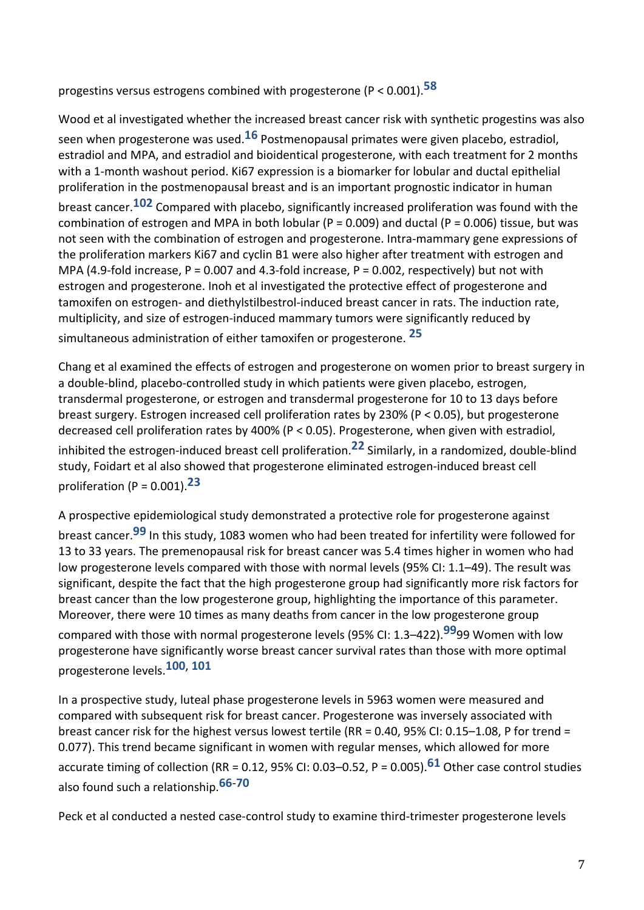progestins versus estrogens combined with progesterone ($P < 0.001$).[58]

Wood et al investigated whether the increased breast cancer risk with synthetic progestins was also seen when progesterone was used.[16] Postmenopausal primates were given placebo, estradiol, estradiol and MPA, and estradiol and bioidentical progesterone, with each treatment for 2 months with a 1-month washout period. Ki67 expression is a biomarker for lobular and ductal epithelial proliferation in the postmenopausal breast and is an important prognostic indicator in human breast cancer.[102] Compared with placebo, significantly increased proliferation was found with the combination of estrogen and MPA in both lobular ($P = 0.009$) and ductal ($P = 0.006$) tissue, but was not seen with the combination of estrogen and progesterone. Intra-mammary gene expressions of the proliferation markers Ki67 and cyclin B1 were also higher after treatment with estrogen and MPA (4.9-fold increase, $P = 0.007$ and 4.3-fold increase, $P = 0.002$, respectively) but not with estrogen and progesterone. Inoh et al investigated the protective effect of progesterone and tamoxifen on estrogen- and diethylstilbestrol-induced breast cancer in rats. The induction rate, multiplicity, and size of estrogen-induced mammary tumors were significantly reduced by simultaneous administration of either tamoxifen or progesterone. [25]

Chang et al examined the effects of estrogen and progesterone on women prior to breast surgery in a double-blind, placebo-controlled study in which patients were given placebo, estrogen, transdermal progesterone, or estrogen and transdermal progesterone for 10 to 13 days before breast surgery. Estrogen increased cell proliferation rates by 230% ($P < 0.05$), but progesterone decreased cell proliferation rates by 400% ($P < 0.05$). Progesterone, when given with estradiol, inhibited the estrogen-induced breast cell proliferation.[22] Similarly, in a randomized, double-blind study, Foidart et al also showed that progesterone eliminated estrogen-induced breast cell proliferation ($P = 0.001$).[23]

A prospective epidemiological study demonstrated a protective role for progesterone against breast cancer.[99] In this study, 1083 women who had been treated for infertility were followed for 13 to 33 years. The premenopausal risk for breast cancer was 5.4 times higher in women who had low progesterone levels compared with those with normal levels (95% CI: 1.1–49). The result was significant, despite the fact that the high progesterone group had significantly more risk factors for breast cancer than the low progesterone group, highlighting the importance of this parameter. Moreover, there were 10 times as many deaths from cancer in the low progesterone group compared with those with normal progesterone levels (95% CI: 1.3–422).[99]99 Women with low progesterone have significantly worse breast cancer survival rates than those with more optimal progesterone levels.[100, 101]

In a prospective study, luteal phase progesterone levels in 5963 women were measured and compared with subsequent risk for breast cancer. Progesterone was inversely associated with breast cancer risk for the highest versus lowest tertile (RR = 0.40, 95% CI: 0.15–1.08, P for trend = 0.077). This trend became significant in women with regular menses, which allowed for more accurate timing of collection (RR = 0.12, 95% CI: 0.03–0.52, $P = 0.005$).[61] Other case control studies also found such a relationship.[66-70]

Peck et al conducted a nested case-control study to examine third-trimester progesterone levels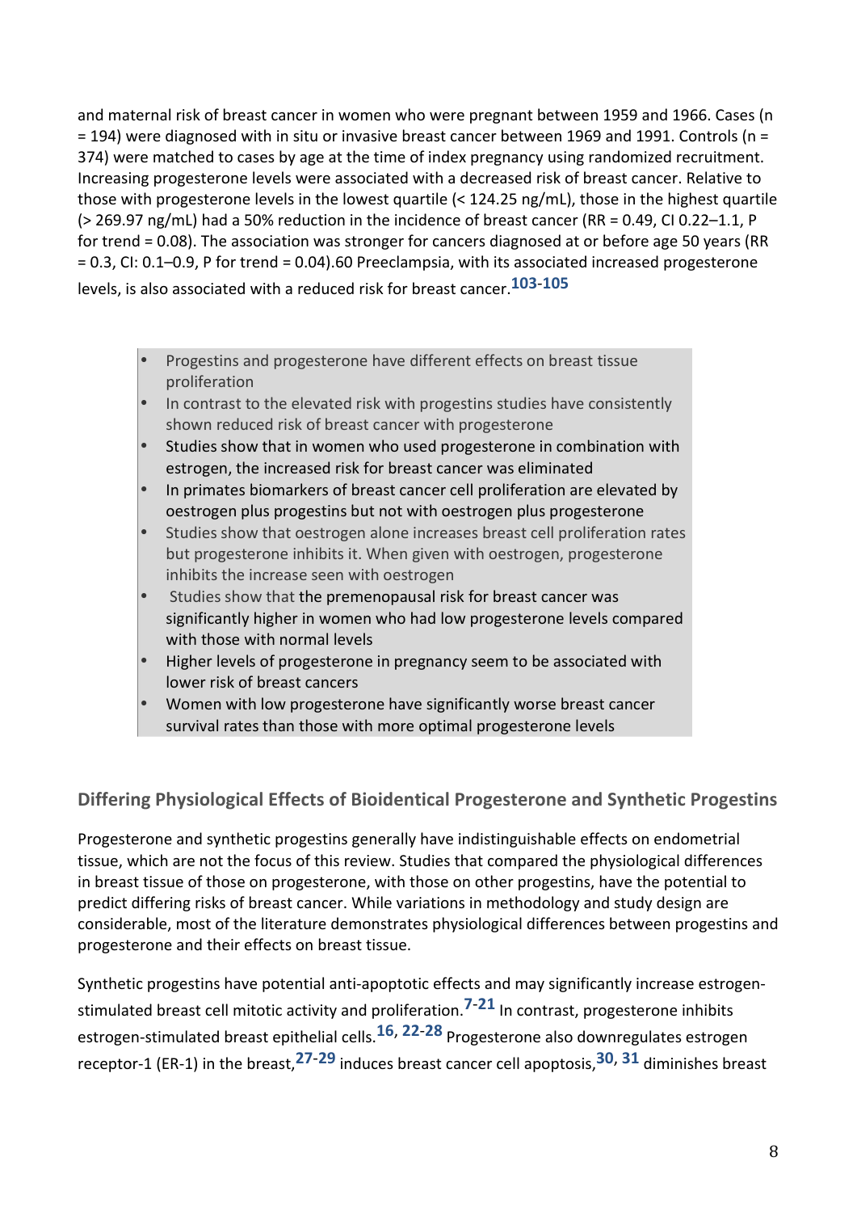and maternal risk of breast cancer in women who were pregnant between 1959 and 1966. Cases (n = 194) were diagnosed with in situ or invasive breast cancer between 1969 and 1991. Controls (n = 374) were matched to cases by age at the time of index pregnancy using randomized recruitment. Increasing progesterone levels were associated with a decreased risk of breast cancer. Relative to those with progesterone levels in the lowest quartile (< 124.25 ng/mL), those in the highest quartile (> 269.97 ng/mL) had a 50% reduction in the incidence of breast cancer (RR = 0.49, CI 0.22–1.1, P for trend = 0.08). The association was stronger for cancers diagnosed at or before age 50 years (RR = 0.3, CI: 0.1–0.9, P for trend = 0.04).60 Preeclampsia, with its associated increased progesterone levels, is also associated with a reduced risk for breast cancer.[103-105]

- Progestins and progesterone have different effects on breast tissue proliferation
- In contrast to the elevated risk with progestins studies have consistently shown reduced risk of breast cancer with progesterone
- Studies show that in women who used progesterone in combination with estrogen, the increased risk for breast cancer was eliminated
- In primates biomarkers of breast cancer cell proliferation are elevated by oestrogen plus progestins but not with oestrogen plus progesterone
- Studies show that oestrogen alone increases breast cell proliferation rates but progesterone inhibits it. When given with oestrogen, progesterone inhibits the increase seen with oestrogen
- Studies show that the premenopausal risk for breast cancer was significantly higher in women who had low progesterone levels compared with those with normal levels
- Higher levels of progesterone in pregnancy seem to be associated with lower risk of breast cancers
- Women with low progesterone have significantly worse breast cancer survival rates than those with more optimal progesterone levels

## Differing Physiological Effects of Bioidentical Progesterone and Synthetic Progestins

Progesterone and synthetic progestins generally have indistinguishable effects on endometrial tissue, which are not the focus of this review. Studies that compared the physiological differences in breast tissue of those on progesterone, with those on other progestins, have the potential to predict differing risks of breast cancer. While variations in methodology and study design are considerable, most of the literature demonstrates physiological differences between progestins and progesterone and their effects on breast tissue.

Synthetic progestins have potential anti-apoptotic effects and may significantly increase estrogen-stimulated breast cell mitotic activity and proliferation.[7-21] In contrast, progesterone inhibits estrogen-stimulated breast epithelial cells.[16, 22-28] Progesterone also downregulates estrogen receptor-1 (ER-1) in the breast,[27-29] induces breast cancer cell apoptosis,[30, 31] diminishes breast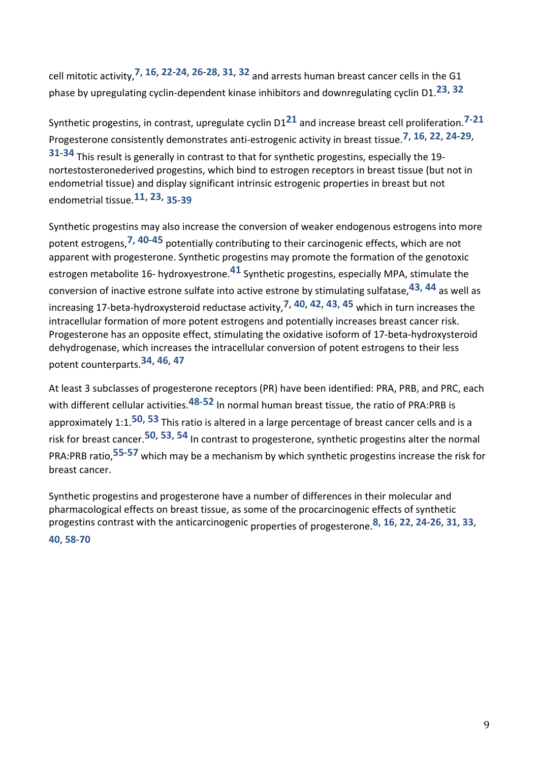cell mitotic activity,[7, 16, 22-24, 26-28, 31, 32] and arrests human breast cancer cells in the G1 phase by upregulating cyclin-dependent kinase inhibitors and downregulating cyclin D1.[23, 32]

Synthetic progestins, in contrast, upregulate cyclin D1[21] and increase breast cell proliferation.[7-21] Progesterone consistently demonstrates anti-estrogenic activity in breast tissue.[7, 16, 22, 24-29, 31-34] This result is generally in contrast to that for synthetic progestins, especially the 19-nortestosteronederived progestins, which bind to estrogen receptors in breast tissue (but not in endometrial tissue) and display significant intrinsic estrogenic properties in breast but not endometrial tissue.[11, 23, 35-39]

Synthetic progestins may also increase the conversion of weaker endogenous estrogens into more potent estrogens,[7, 40-45] potentially contributing to their carcinogenic effects, which are not apparent with progesterone. Synthetic progestins may promote the formation of the genotoxic estrogen metabolite 16- hydroxyestrone.[41] Synthetic progestins, especially MPA, stimulate the conversion of inactive estrone sulfate into active estrone by stimulating sulfatase,[43, 44] as well as increasing 17-beta-hydroxysteroid reductase activity,[7, 40, 42, 43, 45] which in turn increases the intracellular formation of more potent estrogens and potentially increases breast cancer risk. Progesterone has an opposite effect, stimulating the oxidative isoform of 17-beta-hydroxysteroid dehydrogenase, which increases the intracellular conversion of potent estrogens to their less potent counterparts.[34, 46, 47]

At least 3 subclasses of progesterone receptors (PR) have been identified: PRA, PRB, and PRC, each with different cellular activities.[48-52] In normal human breast tissue, the ratio of PRA:PRB is approximately 1:1.[50, 53] This ratio is altered in a large percentage of breast cancer cells and is a risk for breast cancer.[50, 53, 54] In contrast to progesterone, synthetic progestins alter the normal PRA:PRB ratio,[55-57] which may be a mechanism by which synthetic progestins increase the risk for breast cancer.

Synthetic progestins and progesterone have a number of differences in their molecular and pharmacological effects on breast tissue, as some of the procarcinogenic effects of synthetic progestins contrast with the anticarcinogenic properties of progesterone.[8, 16, 22, 24-26, 31, 33, 40, 58-70]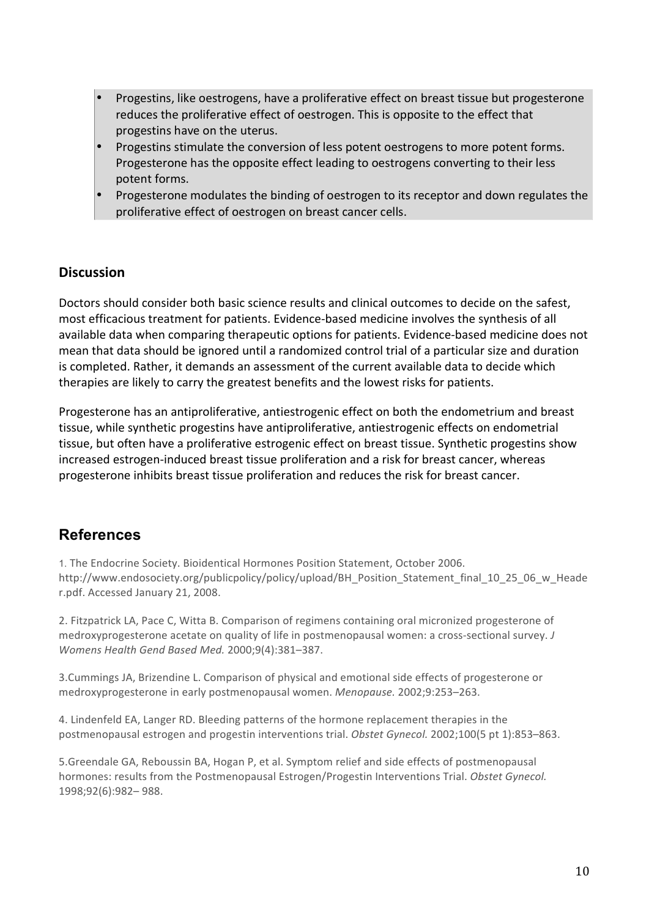- Progestins, like oestrogens, have a proliferative effect on breast tissue but progesterone reduces the proliferative effect of oestrogen. This is opposite to the effect that progestins have on the uterus.
- Progestins stimulate the conversion of less potent oestrogens to more potent forms. Progesterone has the opposite effect leading to oestrogens converting to their less potent forms.
- Progesterone modulates the binding of oestrogen to its receptor and down regulates the proliferative effect of oestrogen on breast cancer cells.

### Discussion

Doctors should consider both basic science results and clinical outcomes to decide on the safest, most efficacious treatment for patients. Evidence-based medicine involves the synthesis of all available data when comparing therapeutic options for patients. Evidence-based medicine does not mean that data should be ignored until a randomized control trial of a particular size and duration is completed. Rather, it demands an assessment of the current available data to decide which therapies are likely to carry the greatest benefits and the lowest risks for patients.

Progesterone has an antiproliferative, antiestrogenic effect on both the endometrium and breast tissue, while synthetic progestins have antiproliferative, antiestrogenic effects on endometrial tissue, but often have a proliferative estrogenic effect on breast tissue. Synthetic progestins show increased estrogen-induced breast tissue proliferation and a risk for breast cancer, whereas progesterone inhibits breast tissue proliferation and reduces the risk for breast cancer.

## References

1. The Endocrine Society. Bioidentical Hormones Position Statement, October 2006. http://www.endosociety.org/publicpolicy/policy/upload/BH_Position_Statement_final_10_25_06_w_Header.pdf. Accessed January 21, 2008.

2. Fitzpatrick LA, Pace C, Witta B. Comparison of regimens containing oral micronized progesterone of medroxyprogesterone acetate on quality of life in postmenopausal women: a cross-sectional survey. *J Womens Health Gend Based Med.* 2000;9(4):381–387.

3. Cummings JA, Brizendine L. Comparison of physical and emotional side effects of progesterone or medroxyprogesterone in early postmenopausal women. *Menopause.* 2002;9:253–263.

4. Lindenfeld EA, Langer RD. Bleeding patterns of the hormone replacement therapies in the postmenopausal estrogen and progestin interventions trial. *Obstet Gynecol.* 2002;100(5 pt 1):853–863.

5. Greendale GA, Reboussin BA, Hogan P, et al. Symptom relief and side effects of postmenopausal hormones: results from the Postmenopausal Estrogen/Progestin Interventions Trial. *Obstet Gynecol.* 1998;92(6):982– 988.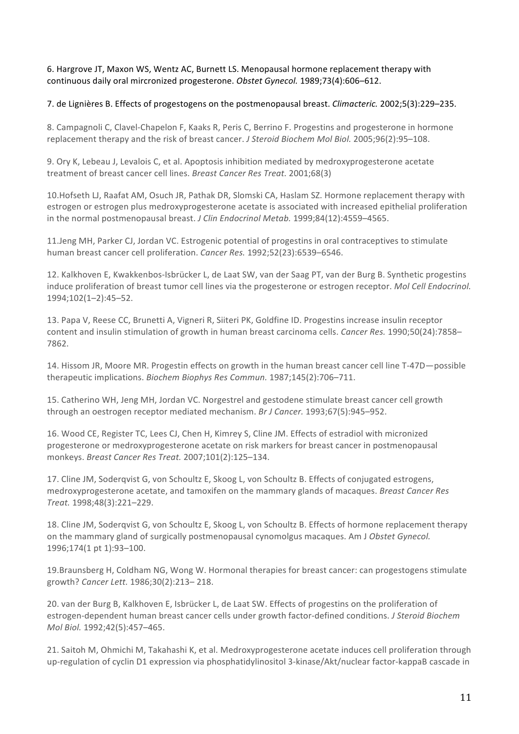6. Hargrove JT, Maxon WS, Wentz AC, Burnett LS. Menopausal hormone replacement therapy with continuous daily oral mircronized progesterone. *Obstet Gynecol.* 1989;73(4):606–612.

7. de Lignières B. Effects of progestogens on the postmenopausal breast. *Climacteric.* 2002;5(3):229–235.

8. Campagnoli C, Clavel-Chapelon F, Kaaks R, Peris C, Berrino F. Progestins and progesterone in hormone replacement therapy and the risk of breast cancer. *J Steroid Biochem Mol Biol.* 2005;96(2):95–108.

9. Ory K, Lebeau J, Levalois C, et al. Apoptosis inhibition mediated by medroxyprogesterone acetate treatment of breast cancer cell lines. *Breast Cancer Res Treat.* 2001;68(3)

10.Hofseth LJ, Raafat AM, Osuch JR, Pathak DR, Slomski CA, Haslam SZ. Hormone replacement therapy with estrogen or estrogen plus medroxyprogesterone acetate is associated with increased epithelial proliferation in the normal postmenopausal breast. *J Clin Endocrinol Metab.* 1999;84(12):4559–4565.

11.Jeng MH, Parker CJ, Jordan VC. Estrogenic potential of progestins in oral contraceptives to stimulate human breast cancer cell proliferation. *Cancer Res.* 1992;52(23):6539–6546.

12. Kalkhoven E, Kwakkenbos-Isbrücker L, de Laat SW, van der Saag PT, van der Burg B. Synthetic progestins induce proliferation of breast tumor cell lines via the progesterone or estrogen receptor. *Mol Cell Endocrinol.* 1994;102(1–2):45–52.

13. Papa V, Reese CC, Brunetti A, Vigneri R, Siiteri PK, Goldfine ID. Progestins increase insulin receptor content and insulin stimulation of growth in human breast carcinoma cells. *Cancer Res.* 1990;50(24):7858–7862.

14. Hissom JR, Moore MR. Progestin effects on growth in the human breast cancer cell line T-47D—possible therapeutic implications. *Biochem Biophys Res Commun.* 1987;145(2):706–711.

15. Catherino WH, Jeng MH, Jordan VC. Norgestrel and gestodene stimulate breast cancer cell growth through an oestrogen receptor mediated mechanism. *Br J Cancer.* 1993;67(5):945–952.

16. Wood CE, Register TC, Lees CJ, Chen H, Kimrey S, Cline JM. Effects of estradiol with micronized progesterone or medroxyprogesterone acetate on risk markers for breast cancer in postmenopausal monkeys. *Breast Cancer Res Treat.* 2007;101(2):125–134.

17. Cline JM, Soderqvist G, von Schoultz E, Skoog L, von Schoultz B. Effects of conjugated estrogens, medroxyprogesterone acetate, and tamoxifen on the mammary glands of macaques. *Breast Cancer Res Treat.* 1998;48(3):221–229.

18. Cline JM, Soderqvist G, von Schoultz E, Skoog L, von Schoultz B. Effects of hormone replacement therapy on the mammary gland of surgically postmenopausal cynomolgus macaques. Am J *Obstet Gynecol.* 1996;174(1 pt 1):93–100.

19.Braunsberg H, Coldham NG, Wong W. Hormonal therapies for breast cancer: can progestogens stimulate growth? *Cancer Lett.* 1986;30(2):213– 218.

20. van der Burg B, Kalkhoven E, Isbrücker L, de Laat SW. Effects of progestins on the proliferation of estrogen-dependent human breast cancer cells under growth factor-defined conditions. *J Steroid Biochem Mol Biol.* 1992;42(5):457–465.

21. Saitoh M, Ohmichi M, Takahashi K, et al. Medroxyprogesterone acetate induces cell proliferation through up-regulation of cyclin D1 expression via phosphatidylinositol 3-kinase/Akt/nuclear factor-kappaB cascade in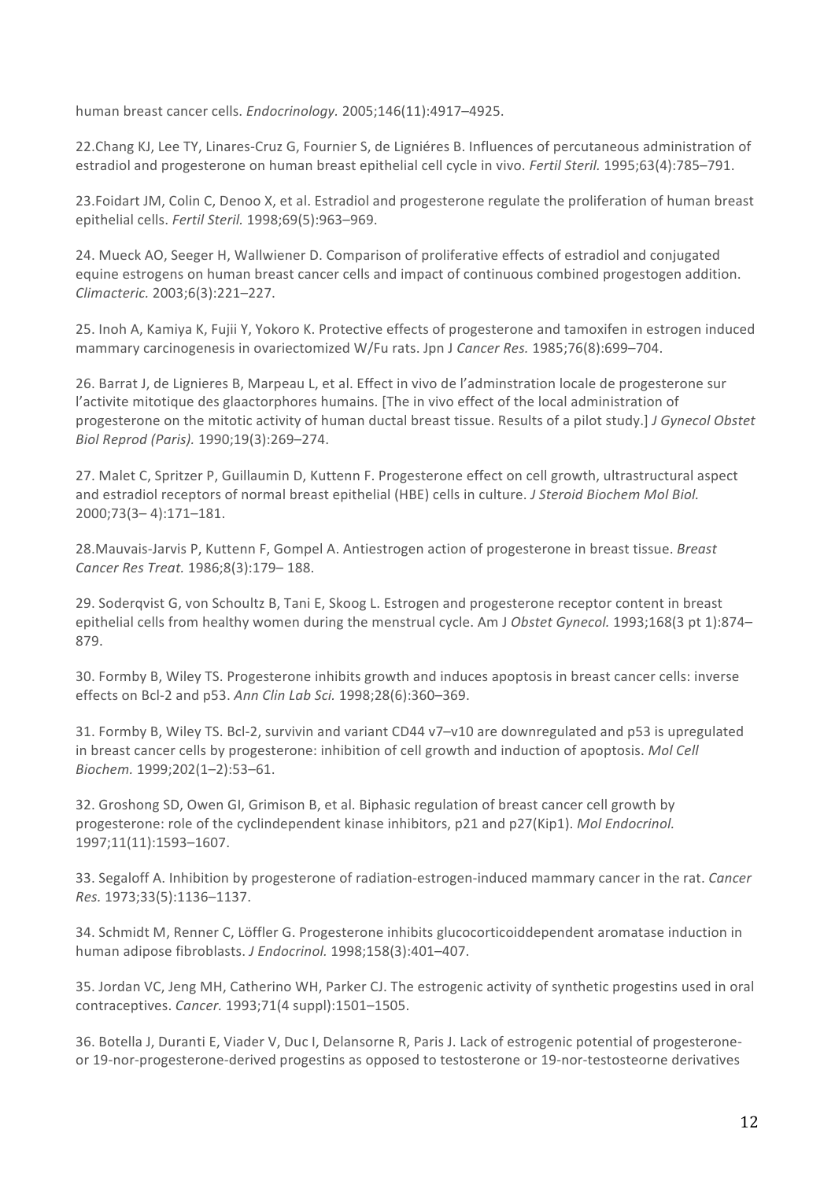human breast cancer cells. *Endocrinology.* 2005;146(11):4917–4925.

22.Chang KJ, Lee TY, Linares-Cruz G, Fournier S, de Ligniéres B. Influences of percutaneous administration of estradiol and progesterone on human breast epithelial cell cycle in vivo. *Fertil Steril.* 1995;63(4):785–791.

23.Foidart JM, Colin C, Denoo X, et al. Estradiol and progesterone regulate the proliferation of human breast epithelial cells. *Fertil Steril.* 1998;69(5):963–969.

24. Mueck AO, Seeger H, Wallwiener D. Comparison of proliferative effects of estradiol and conjugated equine estrogens on human breast cancer cells and impact of continuous combined progestogen addition. *Climacteric.* 2003;6(3):221–227.

25. Inoh A, Kamiya K, Fujii Y, Yokoro K. Protective effects of progesterone and tamoxifen in estrogen induced mammary carcinogenesis in ovariectomized W/Fu rats. Jpn J *Cancer Res.* 1985;76(8):699–704.

26. Barrat J, de Lignieres B, Marpeau L, et al. Effect in vivo de l'adminstration locale de progesterone sur l'activite mitotique des glaactorphores humains. [The in vivo effect of the local administration of progesterone on the mitotic activity of human ductal breast tissue. Results of a pilot study.] *J Gynecol Obstet Biol Reprod (Paris).* 1990;19(3):269–274.

27. Malet C, Spritzer P, Guillaumin D, Kuttenn F. Progesterone effect on cell growth, ultrastructural aspect and estradiol receptors of normal breast epithelial (HBE) cells in culture. *J Steroid Biochem Mol Biol.* 2000;73(3– 4):171–181.

28.Mauvais-Jarvis P, Kuttenn F, Gompel A. Antiestrogen action of progesterone in breast tissue. *Breast Cancer Res Treat.* 1986;8(3):179– 188.

29. Soderqvist G, von Schoultz B, Tani E, Skoog L. Estrogen and progesterone receptor content in breast epithelial cells from healthy women during the menstrual cycle. Am J *Obstet Gynecol.* 1993;168(3 pt 1):874–879.

30. Formby B, Wiley TS. Progesterone inhibits growth and induces apoptosis in breast cancer cells: inverse effects on Bcl-2 and p53. *Ann Clin Lab Sci.* 1998;28(6):360–369.

31. Formby B, Wiley TS. Bcl-2, survivin and variant CD44 v7–v10 are downregulated and p53 is upregulated in breast cancer cells by progesterone: inhibition of cell growth and induction of apoptosis. *Mol Cell Biochem.* 1999;202(1–2):53–61.

32. Groshong SD, Owen GI, Grimison B, et al. Biphasic regulation of breast cancer cell growth by progesterone: role of the cyclindependent kinase inhibitors, p21 and p27(Kip1). *Mol Endocrinol.* 1997;11(11):1593–1607.

33. Segaloff A. Inhibition by progesterone of radiation-estrogen-induced mammary cancer in the rat. *Cancer Res.* 1973;33(5):1136–1137.

34. Schmidt M, Renner C, Löffler G. Progesterone inhibits glucocorticoiddependent aromatase induction in human adipose fibroblasts. *J Endocrinol.* 1998;158(3):401–407.

35. Jordan VC, Jeng MH, Catherino WH, Parker CJ. The estrogenic activity of synthetic progestins used in oral contraceptives. *Cancer.* 1993;71(4 suppl):1501–1505.

36. Botella J, Duranti E, Viader V, Duc I, Delansorne R, Paris J. Lack of estrogenic potential of progesterone- or 19-nor-progesterone-derived progestins as opposed to testosterone or 19-nor-testosteorne derivatives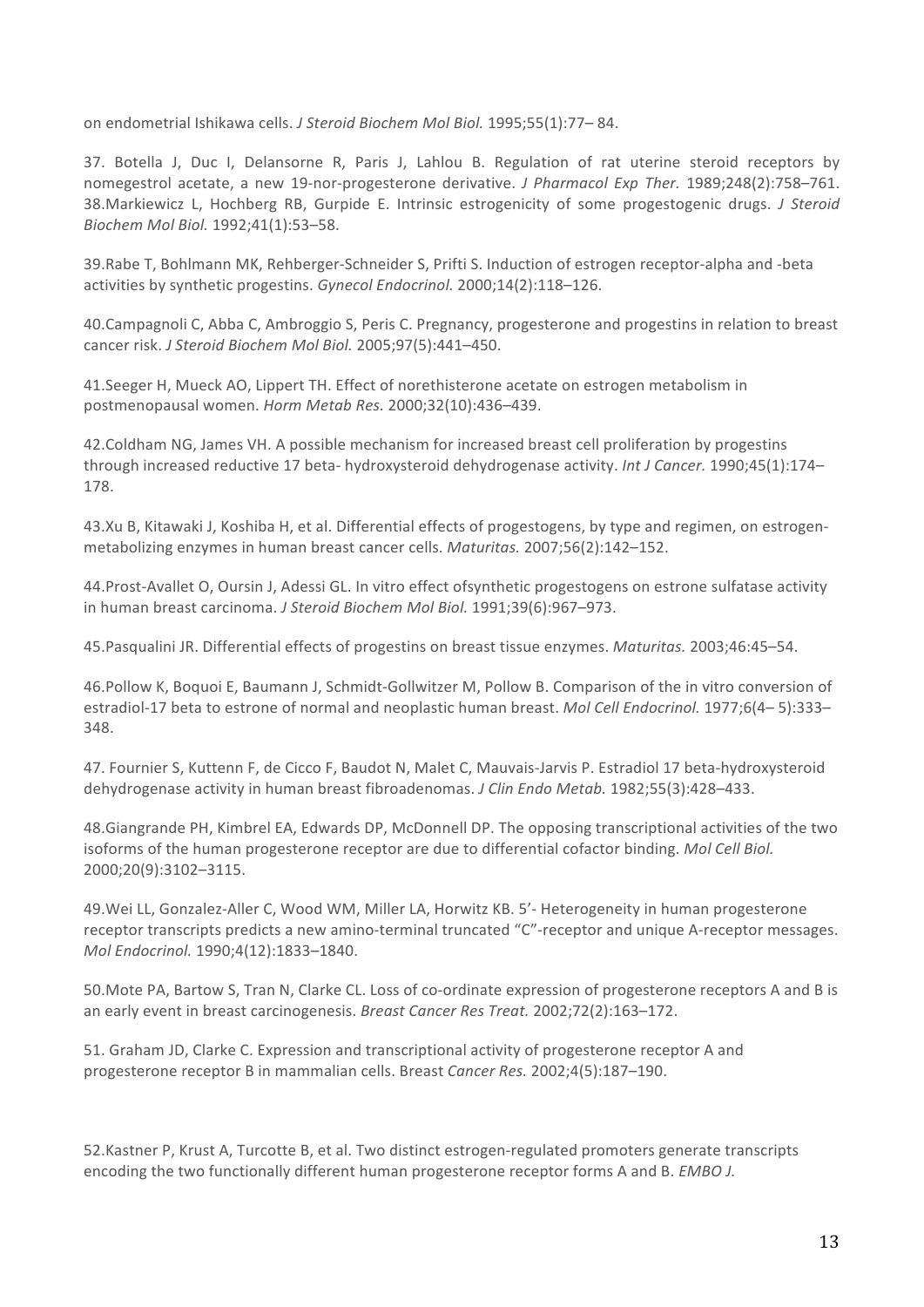on endometrial Ishikawa cells. *J Steroid Biochem Mol Biol.* 1995;55(1):77– 84.

37. Botella J, Duc I, Delansorne R, Paris J, Lahlou B. Regulation of rat uterine steroid receptors by nomegestrol acetate, a new 19-nor-progesterone derivative. *J Pharmacol Exp Ther.* 1989;248(2):758–761.
38.Markiewicz L, Hochberg RB, Gurpide E. Intrinsic estrogenicity of some progestogenic drugs. *J Steroid Biochem Mol Biol.* 1992;41(1):53–58.

39.Rabe T, Bohlmann MK, Rehberger-Schneider S, Prifti S. Induction of estrogen receptor-alpha and -beta activities by synthetic progestins. *Gynecol Endocrinol.* 2000;14(2):118–126.

40.Campagnoli C, Abba C, Ambroggio S, Peris C. Pregnancy, progesterone and progestins in relation to breast cancer risk. *J Steroid Biochem Mol Biol.* 2005;97(5):441–450.

41.Seeger H, Mueck AO, Lippert TH. Effect of norethisterone acetate on estrogen metabolism in postmenopausal women. *Horm Metab Res.* 2000;32(10):436–439.

42.Coldham NG, James VH. A possible mechanism for increased breast cell proliferation by progestins through increased reductive 17 beta- hydroxysteroid dehydrogenase activity. *Int J Cancer.* 1990;45(1):174–178.

43.Xu B, Kitawaki J, Koshiba H, et al. Differential effects of progestogens, by type and regimen, on estrogen-metabolizing enzymes in human breast cancer cells. *Maturitas.* 2007;56(2):142–152.

44.Prost-Avallet O, Oursin J, Adessi GL. In vitro effect ofsynthetic progestogens on estrone sulfatase activity in human breast carcinoma. *J Steroid Biochem Mol Biol.* 1991;39(6):967–973.

45.Pasqualini JR. Differential effects of progestins on breast tissue enzymes. *Maturitas.* 2003;46:45–54.

46.Pollow K, Boquoi E, Baumann J, Schmidt-Gollwitzer M, Pollow B. Comparison of the in vitro conversion of estradiol-17 beta to estrone of normal and neoplastic human breast. *Mol Cell Endocrinol.* 1977;6(4– 5):333–348.

47. Fournier S, Kuttenn F, de Cicco F, Baudot N, Malet C, Mauvais-Jarvis P. Estradiol 17 beta-hydroxysteroid dehydrogenase activity in human breast fibroadenomas. *J Clin Endo Metab.* 1982;55(3):428–433.

48.Giangrande PH, Kimbrel EA, Edwards DP, McDonnell DP. The opposing transcriptional activities of the two isoforms of the human progesterone receptor are due to differential cofactor binding. *Mol Cell Biol.* 2000;20(9):3102–3115.

49.Wei LL, Gonzalez-Aller C, Wood WM, Miller LA, Horwitz KB. 5'- Heterogeneity in human progesterone receptor transcripts predicts a new amino-terminal truncated "C"-receptor and unique A-receptor messages. *Mol Endocrinol.* 1990;4(12):1833–1840.

50.Mote PA, Bartow S, Tran N, Clarke CL. Loss of co-ordinate expression of progesterone receptors A and B is an early event in breast carcinogenesis. *Breast Cancer Res Treat.* 2002;72(2):163–172.

51. Graham JD, Clarke C. Expression and transcriptional activity of progesterone receptor A and progesterone receptor B in mammalian cells. Breast *Cancer Res.* 2002;4(5):187–190.

52.Kastner P, Krust A, Turcotte B, et al. Two distinct estrogen-regulated promoters generate transcripts encoding the two functionally different human progesterone receptor forms A and B. *EMBO J.*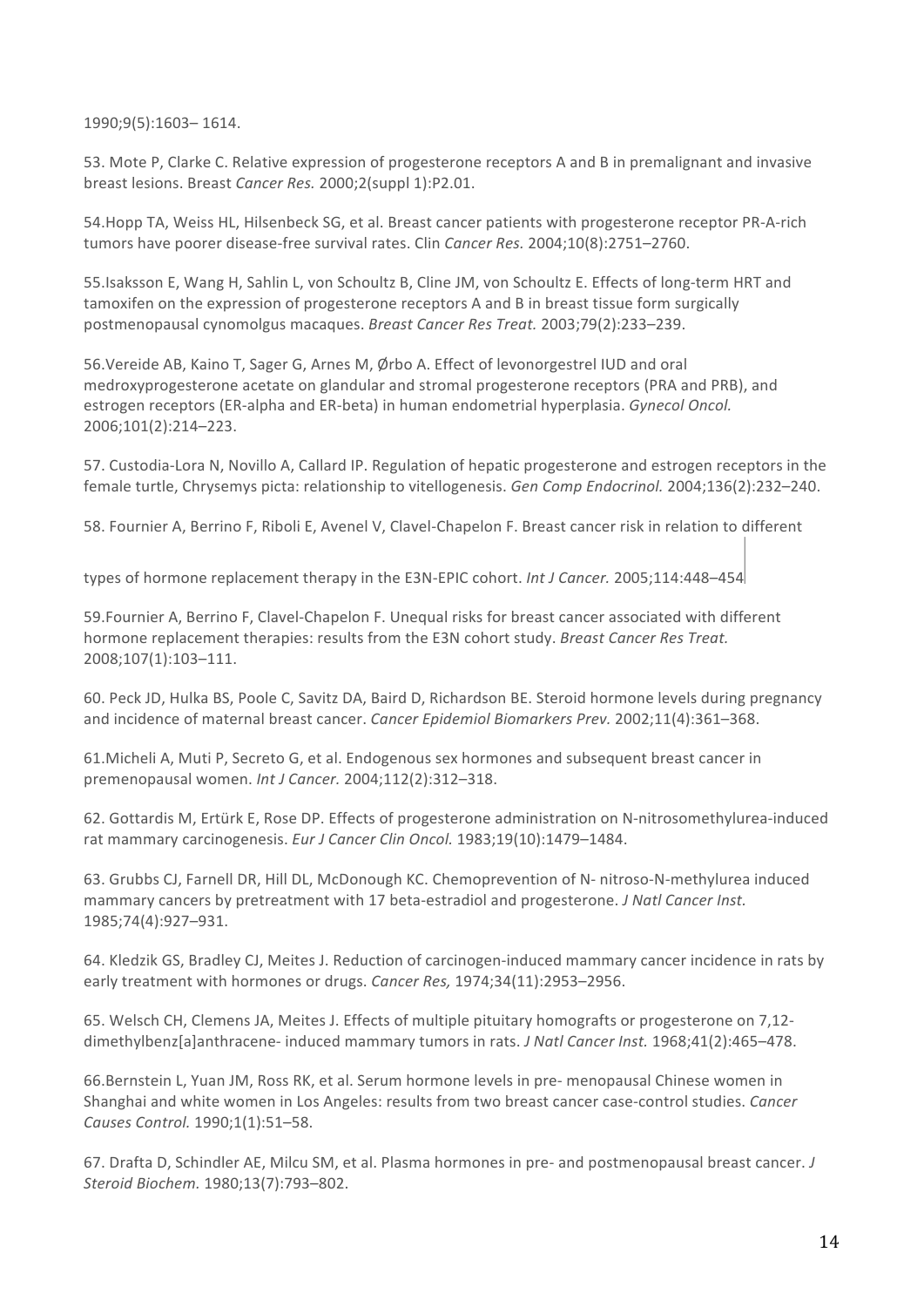1990;9(5):1603– 1614.

53. Mote P, Clarke C. Relative expression of progesterone receptors A and B in premalignant and invasive breast lesions. Breast *Cancer Res.* 2000;2(suppl 1):P2.01.

54.Hopp TA, Weiss HL, Hilsenbeck SG, et al. Breast cancer patients with progesterone receptor PR-A-rich tumors have poorer disease-free survival rates. Clin *Cancer Res.* 2004;10(8):2751–2760.

55.Isaksson E, Wang H, Sahlin L, von Schoultz B, Cline JM, von Schoultz E. Effects of long-term HRT and tamoxifen on the expression of progesterone receptors A and B in breast tissue form surgically postmenopausal cynomolgus macaques. *Breast Cancer Res Treat.* 2003;79(2):233–239.

56.Vereide AB, Kaino T, Sager G, Arnes M, Ørbo A. Effect of levonorgestrel IUD and oral medroxyprogesterone acetate on glandular and stromal progesterone receptors (PRA and PRB), and estrogen receptors (ER-alpha and ER-beta) in human endometrial hyperplasia. *Gynecol Oncol.* 2006;101(2):214–223.

57. Custodia-Lora N, Novillo A, Callard IP. Regulation of hepatic progesterone and estrogen receptors in the female turtle, Chrysemys picta: relationship to vitellogenesis. *Gen Comp Endocrinol.* 2004;136(2):232–240.

58. Fournier A, Berrino F, Riboli E, Avenel V, Clavel-Chapelon F. Breast cancer risk in relation to different types of hormone replacement therapy in the E3N-EPIC cohort. *Int J Cancer.* 2005;114:448–454

59.Fournier A, Berrino F, Clavel-Chapelon F. Unequal risks for breast cancer associated with different hormone replacement therapies: results from the E3N cohort study. *Breast Cancer Res Treat.* 2008;107(1):103–111.

60. Peck JD, Hulka BS, Poole C, Savitz DA, Baird D, Richardson BE. Steroid hormone levels during pregnancy and incidence of maternal breast cancer. *Cancer Epidemiol Biomarkers Prev.* 2002;11(4):361–368.

61.Micheli A, Muti P, Secreto G, et al. Endogenous sex hormones and subsequent breast cancer in premenopausal women. *Int J Cancer.* 2004;112(2):312–318.

62. Gottardis M, Ertürk E, Rose DP. Effects of progesterone administration on N-nitrosomethylurea-induced rat mammary carcinogenesis. *Eur J Cancer Clin Oncol.* 1983;19(10):1479–1484.

63. Grubbs CJ, Farnell DR, Hill DL, McDonough KC. Chemoprevention of N- nitroso-N-methylurea induced mammary cancers by pretreatment with 17 beta-estradiol and progesterone. *J Natl Cancer Inst.* 1985;74(4):927–931.

64. Kledzik GS, Bradley CJ, Meites J. Reduction of carcinogen-induced mammary cancer incidence in rats by early treatment with hormones or drugs. *Cancer Res,* 1974;34(11):2953–2956.

65. Welsch CH, Clemens JA, Meites J. Effects of multiple pituitary homografts or progesterone on 7,12-dimethylbenz[a]anthracene- induced mammary tumors in rats. *J Natl Cancer Inst.* 1968;41(2):465–478.

66.Bernstein L, Yuan JM, Ross RK, et al. Serum hormone levels in pre- menopausal Chinese women in Shanghai and white women in Los Angeles: results from two breast cancer case-control studies. *Cancer Causes Control.* 1990;1(1):51–58.

67. Drafta D, Schindler AE, Milcu SM, et al. Plasma hormones in pre- and postmenopausal breast cancer. *J Steroid Biochem.* 1980;13(7):793–802.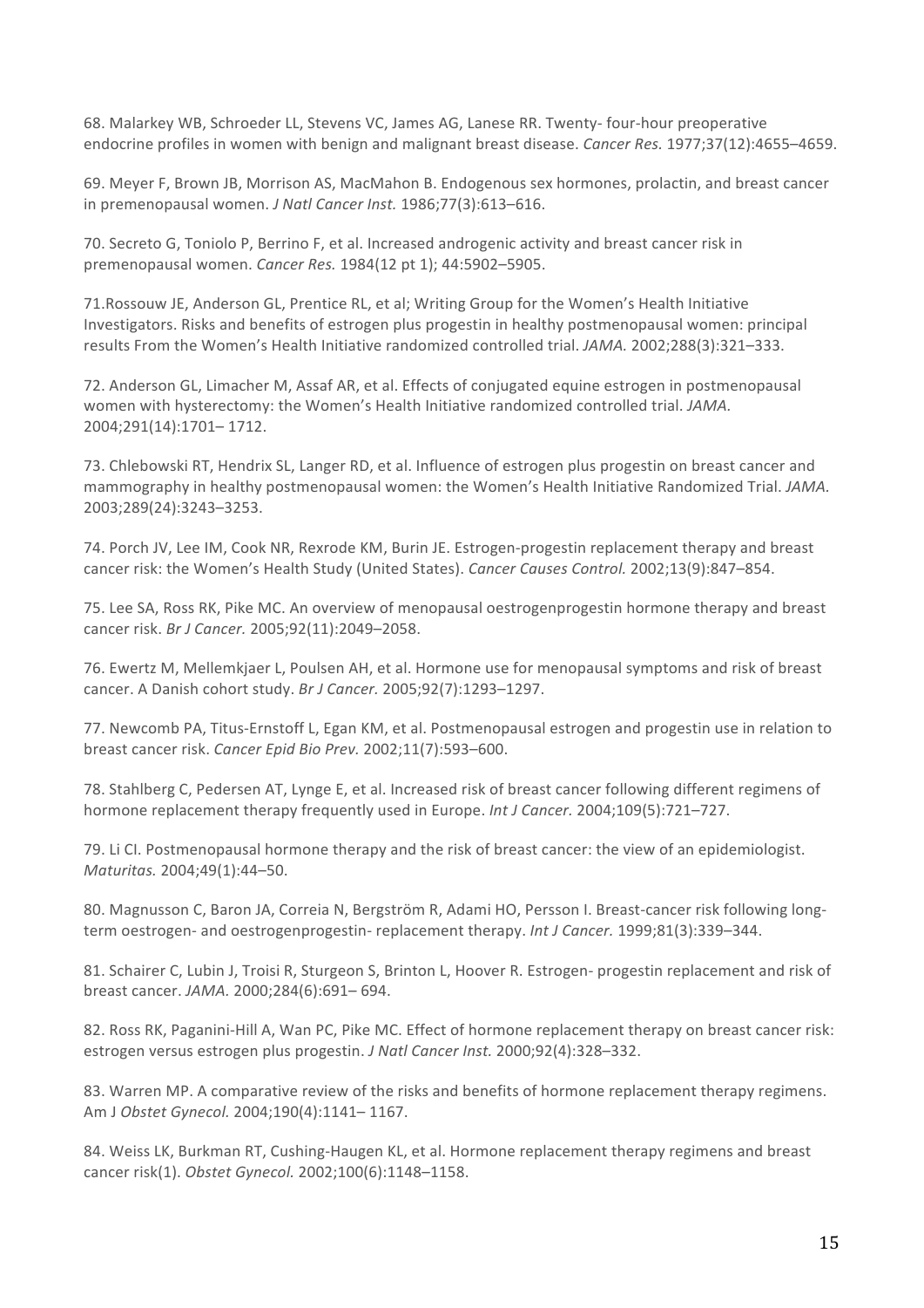68. Malarkey WB, Schroeder LL, Stevens VC, James AG, Lanese RR. Twenty- four-hour preoperative endocrine profiles in women with benign and malignant breast disease. *Cancer Res.* 1977;37(12):4655–4659.

69. Meyer F, Brown JB, Morrison AS, MacMahon B. Endogenous sex hormones, prolactin, and breast cancer in premenopausal women. *J Natl Cancer Inst.* 1986;77(3):613–616.

70. Secreto G, Toniolo P, Berrino F, et al. Increased androgenic activity and breast cancer risk in premenopausal women. *Cancer Res.* 1984(12 pt 1); 44:5902–5905.

71.Rossouw JE, Anderson GL, Prentice RL, et al; Writing Group for the Women's Health Initiative Investigators. Risks and benefits of estrogen plus progestin in healthy postmenopausal women: principal results From the Women's Health Initiative randomized controlled trial. *JAMA.* 2002;288(3):321–333.

72. Anderson GL, Limacher M, Assaf AR, et al. Effects of conjugated equine estrogen in postmenopausal women with hysterectomy: the Women's Health Initiative randomized controlled trial. *JAMA.* 2004;291(14):1701– 1712.

73. Chlebowski RT, Hendrix SL, Langer RD, et al. Influence of estrogen plus progestin on breast cancer and mammography in healthy postmenopausal women: the Women's Health Initiative Randomized Trial. *JAMA.* 2003;289(24):3243–3253.

74. Porch JV, Lee IM, Cook NR, Rexrode KM, Burin JE. Estrogen-progestin replacement therapy and breast cancer risk: the Women's Health Study (United States). *Cancer Causes Control.* 2002;13(9):847–854.

75. Lee SA, Ross RK, Pike MC. An overview of menopausal oestrogenprogestin hormone therapy and breast cancer risk. *Br J Cancer.* 2005;92(11):2049–2058.

76. Ewertz M, Mellemkjaer L, Poulsen AH, et al. Hormone use for menopausal symptoms and risk of breast cancer. A Danish cohort study. *Br J Cancer.* 2005;92(7):1293–1297.

77. Newcomb PA, Titus-Ernstoff L, Egan KM, et al. Postmenopausal estrogen and progestin use in relation to breast cancer risk. *Cancer Epid Bio Prev.* 2002;11(7):593–600.

78. Stahlberg C, Pedersen AT, Lynge E, et al. Increased risk of breast cancer following different regimens of hormone replacement therapy frequently used in Europe. *Int J Cancer.* 2004;109(5):721–727.

79. Li CI. Postmenopausal hormone therapy and the risk of breast cancer: the view of an epidemiologist. *Maturitas.* 2004;49(1):44–50.

80. Magnusson C, Baron JA, Correia N, Bergström R, Adami HO, Persson I. Breast-cancer risk following long-term oestrogen- and oestrogenprogestin- replacement therapy. *Int J Cancer.* 1999;81(3):339–344.

81. Schairer C, Lubin J, Troisi R, Sturgeon S, Brinton L, Hoover R. Estrogen- progestin replacement and risk of breast cancer. *JAMA.* 2000;284(6):691– 694.

82. Ross RK, Paganini-Hill A, Wan PC, Pike MC. Effect of hormone replacement therapy on breast cancer risk: estrogen versus estrogen plus progestin. *J Natl Cancer Inst.* 2000;92(4):328–332.

83. Warren MP. A comparative review of the risks and benefits of hormone replacement therapy regimens. Am J *Obstet Gynecol.* 2004;190(4):1141– 1167.

84. Weiss LK, Burkman RT, Cushing-Haugen KL, et al. Hormone replacement therapy regimens and breast cancer risk(1). *Obstet Gynecol.* 2002;100(6):1148–1158.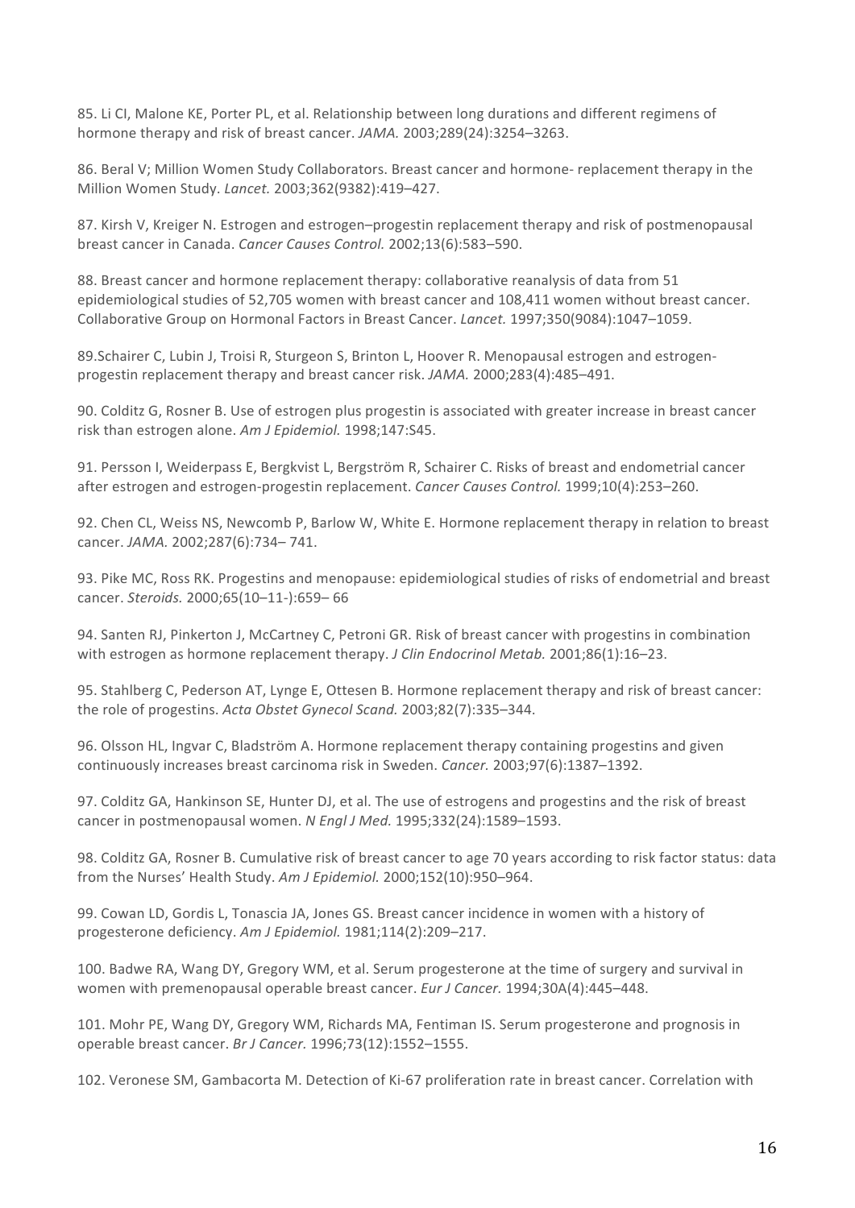85. Li CI, Malone KE, Porter PL, et al. Relationship between long durations and different regimens of hormone therapy and risk of breast cancer. *JAMA.* 2003;289(24):3254–3263.

86. Beral V; Million Women Study Collaborators. Breast cancer and hormone- replacement therapy in the Million Women Study. *Lancet.* 2003;362(9382):419–427.

87. Kirsh V, Kreiger N. Estrogen and estrogen–progestin replacement therapy and risk of postmenopausal breast cancer in Canada. *Cancer Causes Control.* 2002;13(6):583–590.

88. Breast cancer and hormone replacement therapy: collaborative reanalysis of data from 51 epidemiological studies of 52,705 women with breast cancer and 108,411 women without breast cancer. Collaborative Group on Hormonal Factors in Breast Cancer. *Lancet.* 1997;350(9084):1047–1059.

89.Schairer C, Lubin J, Troisi R, Sturgeon S, Brinton L, Hoover R. Menopausal estrogen and estrogen-progestin replacement therapy and breast cancer risk. *JAMA.* 2000;283(4):485–491.

90. Colditz G, Rosner B. Use of estrogen plus progestin is associated with greater increase in breast cancer risk than estrogen alone. *Am J Epidemiol.* 1998;147:S45.

91. Persson I, Weiderpass E, Bergkvist L, Bergström R, Schairer C. Risks of breast and endometrial cancer after estrogen and estrogen-progestin replacement. *Cancer Causes Control.* 1999;10(4):253–260.

92. Chen CL, Weiss NS, Newcomb P, Barlow W, White E. Hormone replacement therapy in relation to breast cancer. *JAMA.* 2002;287(6):734– 741.

93. Pike MC, Ross RK. Progestins and menopause: epidemiological studies of risks of endometrial and breast cancer. *Steroids.* 2000;65(10–11-):659– 66

94. Santen RJ, Pinkerton J, McCartney C, Petroni GR. Risk of breast cancer with progestins in combination with estrogen as hormone replacement therapy. *J Clin Endocrinol Metab.* 2001;86(1):16–23.

95. Stahlberg C, Pederson AT, Lynge E, Ottesen B. Hormone replacement therapy and risk of breast cancer: the role of progestins. *Acta Obstet Gynecol Scand.* 2003;82(7):335–344.

96. Olsson HL, Ingvar C, Bladström A. Hormone replacement therapy containing progestins and given continuously increases breast carcinoma risk in Sweden. *Cancer.* 2003;97(6):1387–1392.

97. Colditz GA, Hankinson SE, Hunter DJ, et al. The use of estrogens and progestins and the risk of breast cancer in postmenopausal women. *N Engl J Med.* 1995;332(24):1589–1593.

98. Colditz GA, Rosner B. Cumulative risk of breast cancer to age 70 years according to risk factor status: data from the Nurses' Health Study. *Am J Epidemiol.* 2000;152(10):950–964.

99. Cowan LD, Gordis L, Tonascia JA, Jones GS. Breast cancer incidence in women with a history of progesterone deficiency. *Am J Epidemiol.* 1981;114(2):209–217.

100. Badwe RA, Wang DY, Gregory WM, et al. Serum progesterone at the time of surgery and survival in women with premenopausal operable breast cancer. *Eur J Cancer.* 1994;30A(4):445–448.

101. Mohr PE, Wang DY, Gregory WM, Richards MA, Fentiman IS. Serum progesterone and prognosis in operable breast cancer. *Br J Cancer.* 1996;73(12):1552–1555.

102. Veronese SM, Gambacorta M. Detection of Ki-67 proliferation rate in breast cancer. Correlation with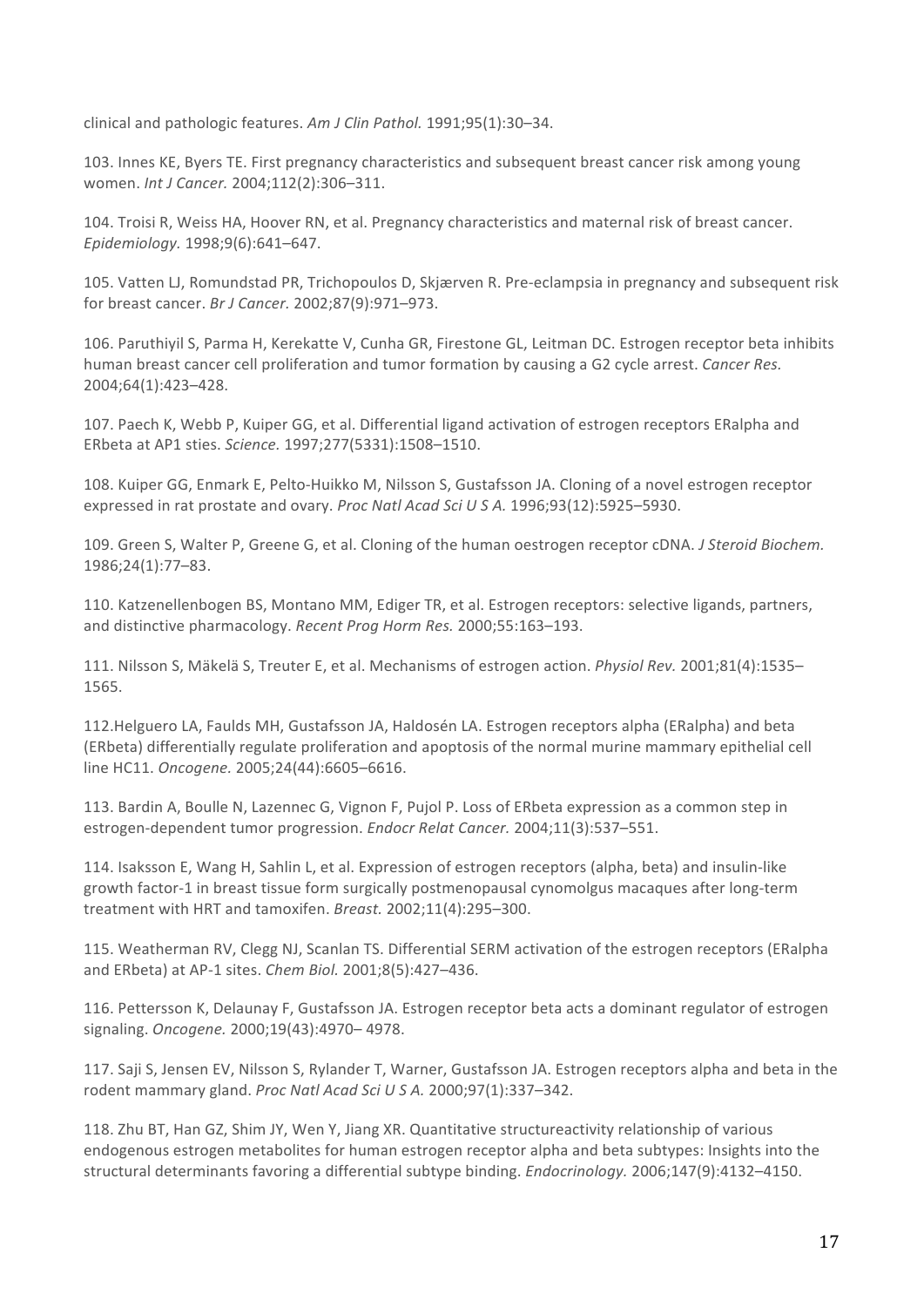clinical and pathologic features. *Am J Clin Pathol.* 1991;95(1):30–34.

103. Innes KE, Byers TE. First pregnancy characteristics and subsequent breast cancer risk among young women. *Int J Cancer.* 2004;112(2):306–311.

104. Troisi R, Weiss HA, Hoover RN, et al. Pregnancy characteristics and maternal risk of breast cancer. *Epidemiology.* 1998;9(6):641–647.

105. Vatten LJ, Romundstad PR, Trichopoulos D, Skjærven R. Pre-eclampsia in pregnancy and subsequent risk for breast cancer. *Br J Cancer.* 2002;87(9):971–973.

106. Paruthiyil S, Parma H, Kerekatte V, Cunha GR, Firestone GL, Leitman DC. Estrogen receptor beta inhibits human breast cancer cell proliferation and tumor formation by causing a G2 cycle arrest. *Cancer Res.* 2004;64(1):423–428.

107. Paech K, Webb P, Kuiper GG, et al. Differential ligand activation of estrogen receptors ERalpha and ERbeta at AP1 sties. *Science.* 1997;277(5331):1508–1510.

108. Kuiper GG, Enmark E, Pelto-Huikko M, Nilsson S, Gustafsson JA. Cloning of a novel estrogen receptor expressed in rat prostate and ovary. *Proc Natl Acad Sci U S A.* 1996;93(12):5925–5930.

109. Green S, Walter P, Greene G, et al. Cloning of the human oestrogen receptor cDNA. *J Steroid Biochem.* 1986;24(1):77–83.

110. Katzenellenbogen BS, Montano MM, Ediger TR, et al. Estrogen receptors: selective ligands, partners, and distinctive pharmacology. *Recent Prog Horm Res.* 2000;55:163–193.

111. Nilsson S, Mäkelä S, Treuter E, et al. Mechanisms of estrogen action. *Physiol Rev.* 2001;81(4):1535–1565.

112.Helguero LA, Faulds MH, Gustafsson JA, Haldosén LA. Estrogen receptors alpha (ERalpha) and beta (ERbeta) differentially regulate proliferation and apoptosis of the normal murine mammary epithelial cell line HC11. *Oncogene.* 2005;24(44):6605–6616.

113. Bardin A, Boulle N, Lazennec G, Vignon F, Pujol P. Loss of ERbeta expression as a common step in estrogen-dependent tumor progression. *Endocr Relat Cancer.* 2004;11(3):537–551.

114. Isaksson E, Wang H, Sahlin L, et al. Expression of estrogen receptors (alpha, beta) and insulin-like growth factor-1 in breast tissue form surgically postmenopausal cynomolgus macaques after long-term treatment with HRT and tamoxifen. *Breast.* 2002;11(4):295–300.

115. Weatherman RV, Clegg NJ, Scanlan TS. Differential SERM activation of the estrogen receptors (ERalpha and ERbeta) at AP-1 sites. *Chem Biol.* 2001;8(5):427–436.

116. Pettersson K, Delaunay F, Gustafsson JA. Estrogen receptor beta acts a dominant regulator of estrogen signaling. *Oncogene.* 2000;19(43):4970– 4978.

117. Saji S, Jensen EV, Nilsson S, Rylander T, Warner, Gustafsson JA. Estrogen receptors alpha and beta in the rodent mammary gland. *Proc Natl Acad Sci U S A.* 2000;97(1):337–342.

118. Zhu BT, Han GZ, Shim JY, Wen Y, Jiang XR. Quantitative structureactivity relationship of various endogenous estrogen metabolites for human estrogen receptor alpha and beta subtypes: Insights into the structural determinants favoring a differential subtype binding. *Endocrinology.* 2006;147(9):4132–4150.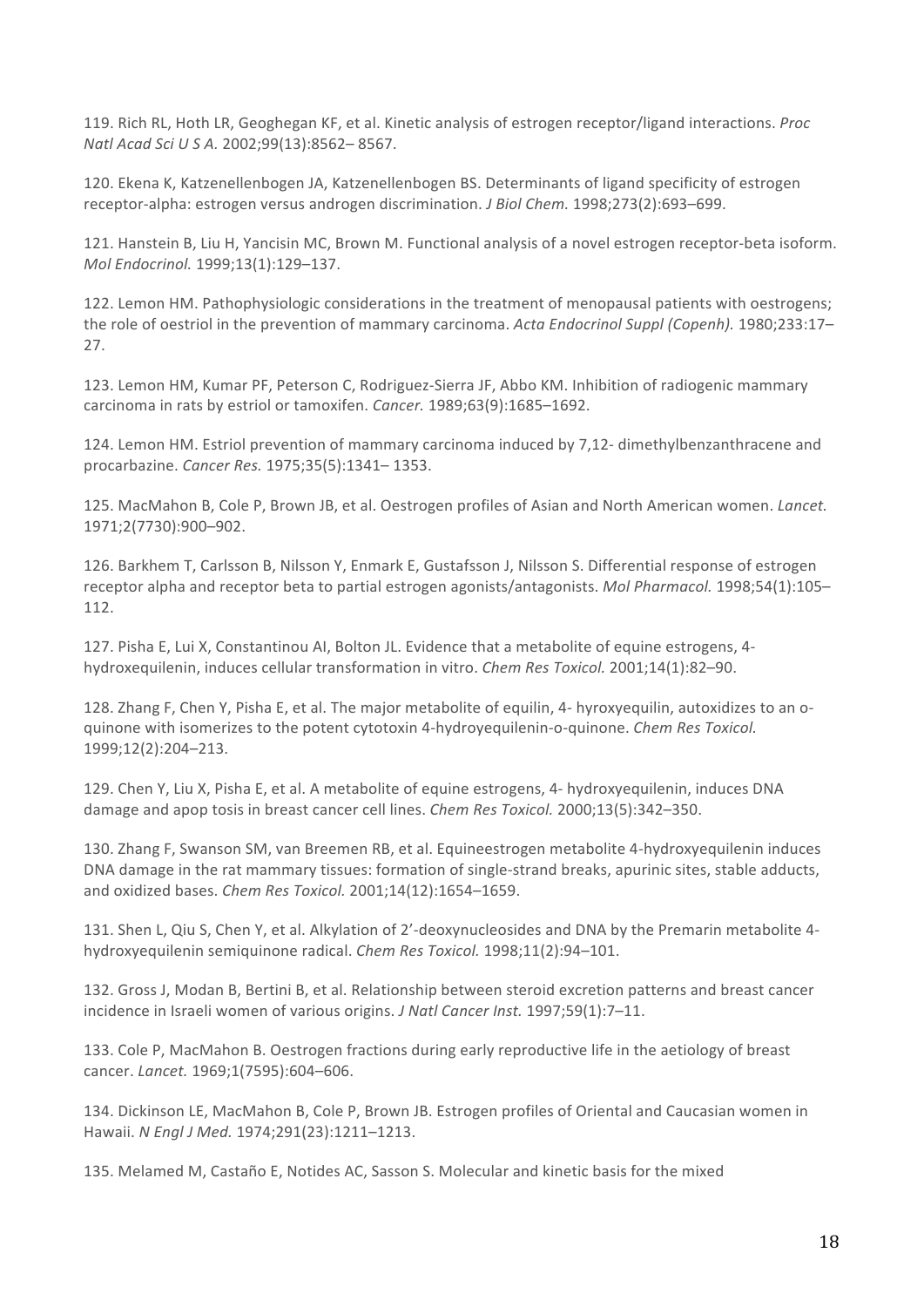119. Rich RL, Hoth LR, Geoghegan KF, et al. Kinetic analysis of estrogen receptor/ligand interactions. *Proc Natl Acad Sci U S A.* 2002;99(13):8562– 8567.

120. Ekena K, Katzenellenbogen JA, Katzenellenbogen BS. Determinants of ligand specificity of estrogen receptor-alpha: estrogen versus androgen discrimination. *J Biol Chem.* 1998;273(2):693–699.

121. Hanstein B, Liu H, Yancisin MC, Brown M. Functional analysis of a novel estrogen receptor-beta isoform. *Mol Endocrinol.* 1999;13(1):129–137.

122. Lemon HM. Pathophysiologic considerations in the treatment of menopausal patients with oestrogens; the role of oestriol in the prevention of mammary carcinoma. *Acta Endocrinol Suppl (Copenh).* 1980;233:17–27.

123. Lemon HM, Kumar PF, Peterson C, Rodriguez-Sierra JF, Abbo KM. Inhibition of radiogenic mammary carcinoma in rats by estriol or tamoxifen. *Cancer.* 1989;63(9):1685–1692.

124. Lemon HM. Estriol prevention of mammary carcinoma induced by 7,12- dimethylbenzanthracene and procarbazine. *Cancer Res.* 1975;35(5):1341– 1353.

125. MacMahon B, Cole P, Brown JB, et al. Oestrogen profiles of Asian and North American women. *Lancet.* 1971;2(7730):900–902.

126. Barkhem T, Carlsson B, Nilsson Y, Enmark E, Gustafsson J, Nilsson S. Differential response of estrogen receptor alpha and receptor beta to partial estrogen agonists/antagonists. *Mol Pharmacol.* 1998;54(1):105–112.

127. Pisha E, Lui X, Constantinou AI, Bolton JL. Evidence that a metabolite of equine estrogens, 4-hydroxequilenin, induces cellular transformation in vitro. *Chem Res Toxicol.* 2001;14(1):82–90.

128. Zhang F, Chen Y, Pisha E, et al. The major metabolite of equilin, 4- hyroxyequilin, autoxidizes to an o-quinone with isomerizes to the potent cytotoxin 4-hydroyequilenin-o-quinone. *Chem Res Toxicol.* 1999;12(2):204–213.

129. Chen Y, Liu X, Pisha E, et al. A metabolite of equine estrogens, 4- hydroxyequilenin, induces DNA damage and apop tosis in breast cancer cell lines. *Chem Res Toxicol.* 2000;13(5):342–350.

130. Zhang F, Swanson SM, van Breemen RB, et al. Equineestrogen metabolite 4-hydroxyequilenin induces DNA damage in the rat mammary tissues: formation of single-strand breaks, apurinic sites, stable adducts, and oxidized bases. *Chem Res Toxicol.* 2001;14(12):1654–1659.

131. Shen L, Qiu S, Chen Y, et al. Alkylation of 2'-deoxynucleosides and DNA by the Premarin metabolite 4-hydroxyequilenin semiquinone radical. *Chem Res Toxicol.* 1998;11(2):94–101.

132. Gross J, Modan B, Bertini B, et al. Relationship between steroid excretion patterns and breast cancer incidence in Israeli women of various origins. *J Natl Cancer Inst.* 1997;59(1):7–11.

133. Cole P, MacMahon B. Oestrogen fractions during early reproductive life in the aetiology of breast cancer. *Lancet.* 1969;1(7595):604–606.

134. Dickinson LE, MacMahon B, Cole P, Brown JB. Estrogen profiles of Oriental and Caucasian women in Hawaii. *N Engl J Med.* 1974;291(23):1211–1213.

135. Melamed M, Castaño E, Notides AC, Sasson S. Molecular and kinetic basis for the mixed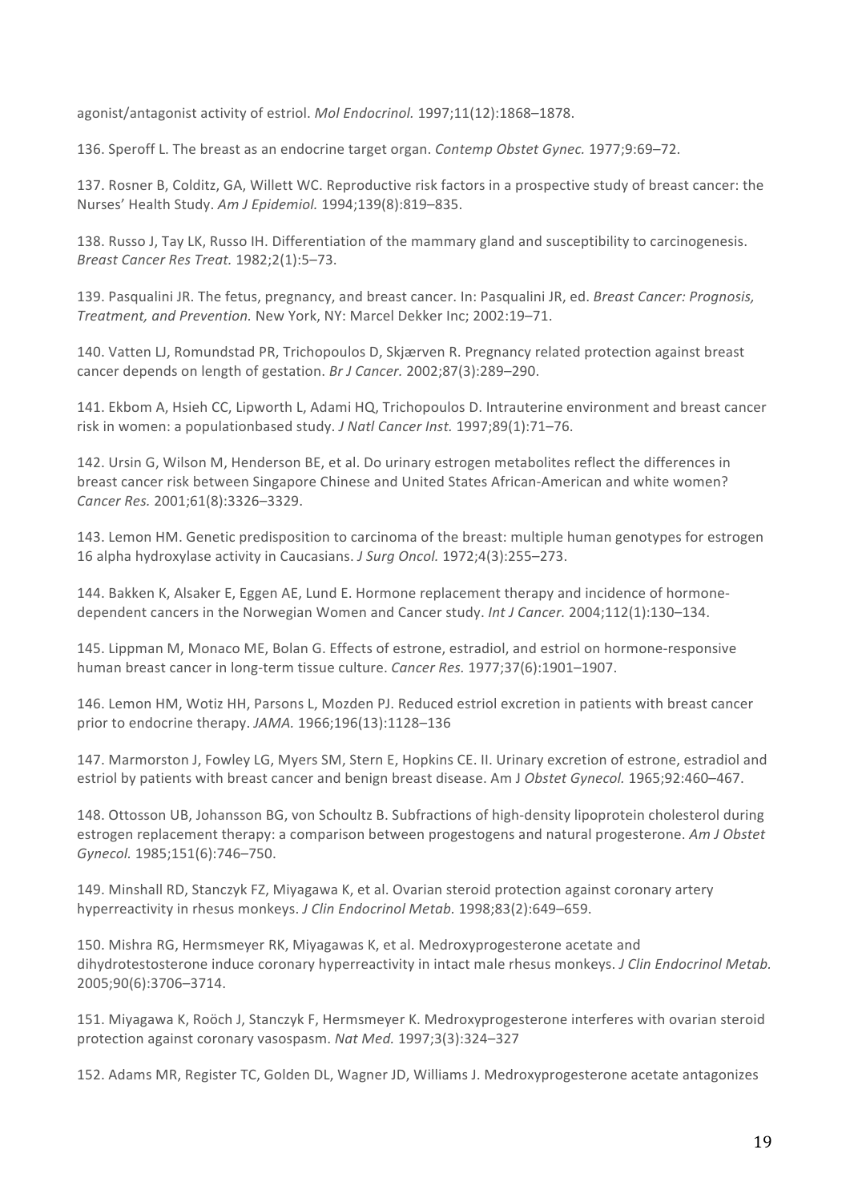agonist/antagonist activity of estriol. *Mol Endocrinol.* 1997;11(12):1868–1878.

136. Speroff L. The breast as an endocrine target organ. *Contemp Obstet Gynec.* 1977;9:69–72.

137. Rosner B, Colditz, GA, Willett WC. Reproductive risk factors in a prospective study of breast cancer: the Nurses' Health Study. *Am J Epidemiol.* 1994;139(8):819–835.

138. Russo J, Tay LK, Russo IH. Differentiation of the mammary gland and susceptibility to carcinogenesis. *Breast Cancer Res Treat.* 1982;2(1):5–73.

139. Pasqualini JR. The fetus, pregnancy, and breast cancer. In: Pasqualini JR, ed. *Breast Cancer: Prognosis, Treatment, and Prevention.* New York, NY: Marcel Dekker Inc; 2002:19–71.

140. Vatten LJ, Romundstad PR, Trichopoulos D, Skjærven R. Pregnancy related protection against breast cancer depends on length of gestation. *Br J Cancer.* 2002;87(3):289–290.

141. Ekbom A, Hsieh CC, Lipworth L, Adami HQ, Trichopoulos D. Intrauterine environment and breast cancer risk in women: a populationbased study. *J Natl Cancer Inst.* 1997;89(1):71–76.

142. Ursin G, Wilson M, Henderson BE, et al. Do urinary estrogen metabolites reflect the differences in breast cancer risk between Singapore Chinese and United States African-American and white women? *Cancer Res.* 2001;61(8):3326–3329.

143. Lemon HM. Genetic predisposition to carcinoma of the breast: multiple human genotypes for estrogen 16 alpha hydroxylase activity in Caucasians. *J Surg Oncol.* 1972;4(3):255–273.

144. Bakken K, Alsaker E, Eggen AE, Lund E. Hormone replacement therapy and incidence of hormone-dependent cancers in the Norwegian Women and Cancer study. *Int J Cancer.* 2004;112(1):130–134.

145. Lippman M, Monaco ME, Bolan G. Effects of estrone, estradiol, and estriol on hormone-responsive human breast cancer in long-term tissue culture. *Cancer Res.* 1977;37(6):1901–1907.

146. Lemon HM, Wotiz HH, Parsons L, Mozden PJ. Reduced estriol excretion in patients with breast cancer prior to endocrine therapy. *JAMA.* 1966;196(13):1128–136

147. Marmorston J, Fowley LG, Myers SM, Stern E, Hopkins CE. II. Urinary excretion of estrone, estradiol and estriol by patients with breast cancer and benign breast disease. Am J *Obstet Gynecol.* 1965;92:460–467.

148. Ottosson UB, Johansson BG, von Schoultz B. Subfractions of high-density lipoprotein cholesterol during estrogen replacement therapy: a comparison between progestogens and natural progesterone. *Am J Obstet Gynecol.* 1985;151(6):746–750.

149. Minshall RD, Stanczyk FZ, Miyagawa K, et al. Ovarian steroid protection against coronary artery hyperreactivity in rhesus monkeys. *J Clin Endocrinol Metab.* 1998;83(2):649–659.

150. Mishra RG, Hermsmeyer RK, Miyagawas K, et al. Medroxyprogesterone acetate and dihydrotestosterone induce coronary hyperreactivity in intact male rhesus monkeys. *J Clin Endocrinol Metab.* 2005;90(6):3706–3714.

151. Miyagawa K, Roöch J, Stanczyk F, Hermsmeyer K. Medroxyprogesterone interferes with ovarian steroid protection against coronary vasospasm. *Nat Med.* 1997;3(3):324–327

152. Adams MR, Register TC, Golden DL, Wagner JD, Williams J. Medroxyprogesterone acetate antagonizes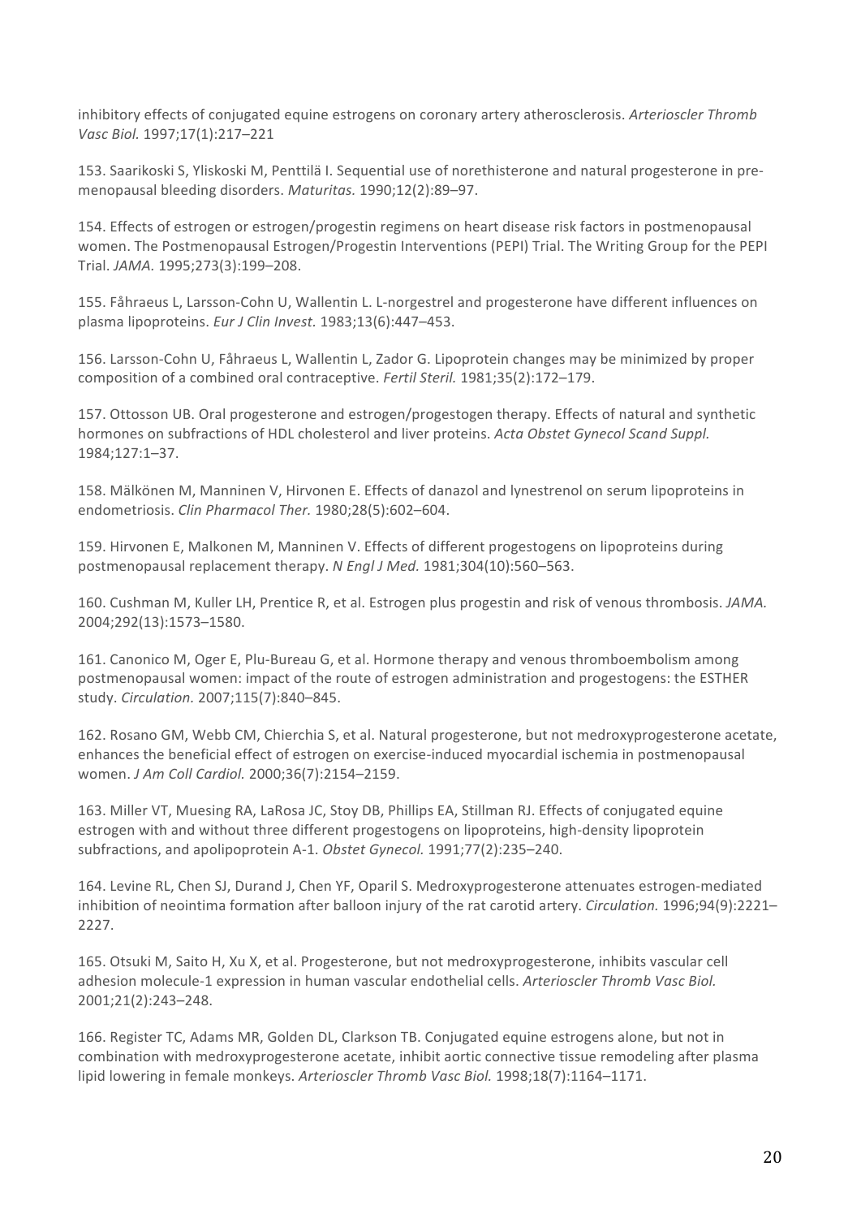inhibitory effects of conjugated equine estrogens on coronary artery atherosclerosis. *Arterioscler Thromb Vasc Biol.* 1997;17(1):217–221

153. Saarikoski S, Yliskoski M, Penttilä I. Sequential use of norethisterone and natural progesterone in pre-menopausal bleeding disorders. *Maturitas.* 1990;12(2):89–97.

154. Effects of estrogen or estrogen/progestin regimens on heart disease risk factors in postmenopausal women. The Postmenopausal Estrogen/Progestin Interventions (PEPI) Trial. The Writing Group for the PEPI Trial. *JAMA.* 1995;273(3):199–208.

155. Fåhraeus L, Larsson-Cohn U, Wallentin L. L-norgestrel and progesterone have different influences on plasma lipoproteins. *Eur J Clin Invest.* 1983;13(6):447–453.

156. Larsson-Cohn U, Fåhraeus L, Wallentin L, Zador G. Lipoprotein changes may be minimized by proper composition of a combined oral contraceptive. *Fertil Steril.* 1981;35(2):172–179.

157. Ottosson UB. Oral progesterone and estrogen/progestogen therapy. Effects of natural and synthetic hormones on subfractions of HDL cholesterol and liver proteins. *Acta Obstet Gynecol Scand Suppl.* 1984;127:1–37.

158. Mälkönen M, Manninen V, Hirvonen E. Effects of danazol and lynestrenol on serum lipoproteins in endometriosis. *Clin Pharmacol Ther.* 1980;28(5):602–604.

159. Hirvonen E, Malkonen M, Manninen V. Effects of different progestogens on lipoproteins during postmenopausal replacement therapy. *N Engl J Med.* 1981;304(10):560–563.

160. Cushman M, Kuller LH, Prentice R, et al. Estrogen plus progestin and risk of venous thrombosis. *JAMA.* 2004;292(13):1573–1580.

161. Canonico M, Oger E, Plu-Bureau G, et al. Hormone therapy and venous thromboembolism among postmenopausal women: impact of the route of estrogen administration and progestogens: the ESTHER study. *Circulation.* 2007;115(7):840–845.

162. Rosano GM, Webb CM, Chierchia S, et al. Natural progesterone, but not medroxyprogesterone acetate, enhances the beneficial effect of estrogen on exercise-induced myocardial ischemia in postmenopausal women. *J Am Coll Cardiol.* 2000;36(7):2154–2159.

163. Miller VT, Muesing RA, LaRosa JC, Stoy DB, Phillips EA, Stillman RJ. Effects of conjugated equine estrogen with and without three different progestogens on lipoproteins, high-density lipoprotein subfractions, and apolipoprotein A-1. *Obstet Gynecol.* 1991;77(2):235–240.

164. Levine RL, Chen SJ, Durand J, Chen YF, Oparil S. Medroxyprogesterone attenuates estrogen-mediated inhibition of neointima formation after balloon injury of the rat carotid artery. *Circulation.* 1996;94(9):2221–2227.

165. Otsuki M, Saito H, Xu X, et al. Progesterone, but not medroxyprogesterone, inhibits vascular cell adhesion molecule-1 expression in human vascular endothelial cells. *Arterioscler Thromb Vasc Biol.* 2001;21(2):243–248.

166. Register TC, Adams MR, Golden DL, Clarkson TB. Conjugated equine estrogens alone, but not in combination with medroxyprogesterone acetate, inhibit aortic connective tissue remodeling after plasma lipid lowering in female monkeys. *Arterioscler Thromb Vasc Biol.* 1998;18(7):1164–1171.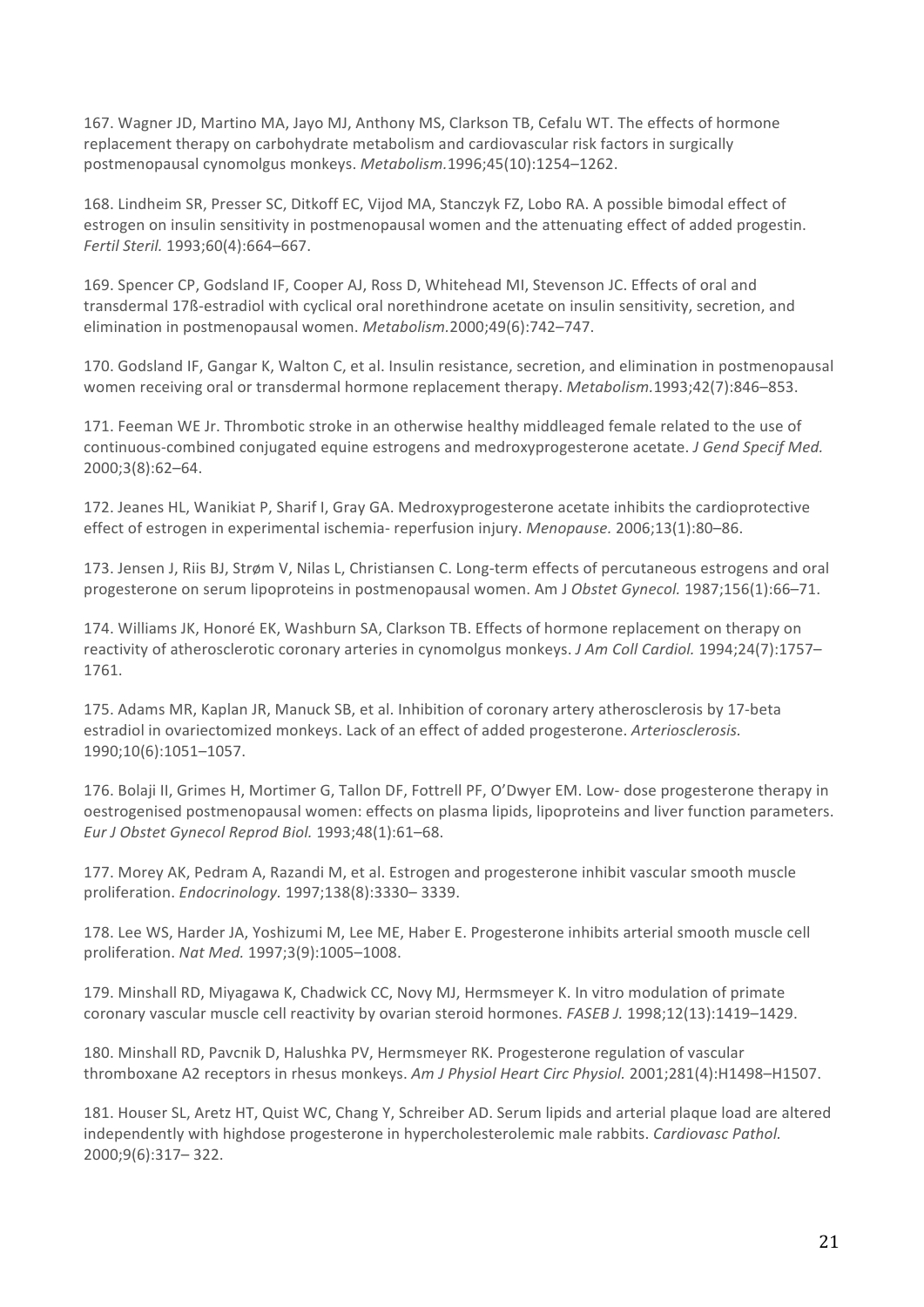167. Wagner JD, Martino MA, Jayo MJ, Anthony MS, Clarkson TB, Cefalu WT. The effects of hormone replacement therapy on carbohydrate metabolism and cardiovascular risk factors in surgically postmenopausal cynomolgus monkeys. *Metabolism.*1996;45(10):1254–1262.

168. Lindheim SR, Presser SC, Ditkoff EC, Vijod MA, Stanczyk FZ, Lobo RA. A possible bimodal effect of estrogen on insulin sensitivity in postmenopausal women and the attenuating effect of added progestin. *Fertil Steril.* 1993;60(4):664–667.

169. Spencer CP, Godsland IF, Cooper AJ, Ross D, Whitehead MI, Stevenson JC. Effects of oral and transdermal 17ß-estradiol with cyclical oral norethindrone acetate on insulin sensitivity, secretion, and elimination in postmenopausal women. *Metabolism.*2000;49(6):742–747.

170. Godsland IF, Gangar K, Walton C, et al. Insulin resistance, secretion, and elimination in postmenopausal women receiving oral or transdermal hormone replacement therapy. *Metabolism.*1993;42(7):846–853.

171. Feeman WE Jr. Thrombotic stroke in an otherwise healthy middleaged female related to the use of continuous-combined conjugated equine estrogens and medroxyprogesterone acetate. *J Gend Specif Med.* 2000;3(8):62–64.

172. Jeanes HL, Wanikiat P, Sharif I, Gray GA. Medroxyprogesterone acetate inhibits the cardioprotective effect of estrogen in experimental ischemia- reperfusion injury. *Menopause.* 2006;13(1):80–86.

173. Jensen J, Riis BJ, Strøm V, Nilas L, Christiansen C. Long-term effects of percutaneous estrogens and oral progesterone on serum lipoproteins in postmenopausal women. Am J *Obstet Gynecol.* 1987;156(1):66–71.

174. Williams JK, Honoré EK, Washburn SA, Clarkson TB. Effects of hormone replacement on therapy on reactivity of atherosclerotic coronary arteries in cynomolgus monkeys. *J Am Coll Cardiol.* 1994;24(7):1757–1761.

175. Adams MR, Kaplan JR, Manuck SB, et al. Inhibition of coronary artery atherosclerosis by 17-beta estradiol in ovariectomized monkeys. Lack of an effect of added progesterone. *Arteriosclerosis.* 1990;10(6):1051–1057.

176. Bolaji II, Grimes H, Mortimer G, Tallon DF, Fottrell PF, O'Dwyer EM. Low- dose progesterone therapy in oestrogenised postmenopausal women: effects on plasma lipids, lipoproteins and liver function parameters. *Eur J Obstet Gynecol Reprod Biol.* 1993;48(1):61–68.

177. Morey AK, Pedram A, Razandi M, et al. Estrogen and progesterone inhibit vascular smooth muscle proliferation. *Endocrinology.* 1997;138(8):3330– 3339.

178. Lee WS, Harder JA, Yoshizumi M, Lee ME, Haber E. Progesterone inhibits arterial smooth muscle cell proliferation. *Nat Med.* 1997;3(9):1005–1008.

179. Minshall RD, Miyagawa K, Chadwick CC, Novy MJ, Hermsmeyer K. In vitro modulation of primate coronary vascular muscle cell reactivity by ovarian steroid hormones. *FASEB J.* 1998;12(13):1419–1429.

180. Minshall RD, Pavcnik D, Halushka PV, Hermsmeyer RK. Progesterone regulation of vascular thromboxane A2 receptors in rhesus monkeys. *Am J Physiol Heart Circ Physiol.* 2001;281(4):H1498–H1507.

181. Houser SL, Aretz HT, Quist WC, Chang Y, Schreiber AD. Serum lipids and arterial plaque load are altered independently with highdose progesterone in hypercholesterolemic male rabbits. *Cardiovasc Pathol.* 2000;9(6):317– 322.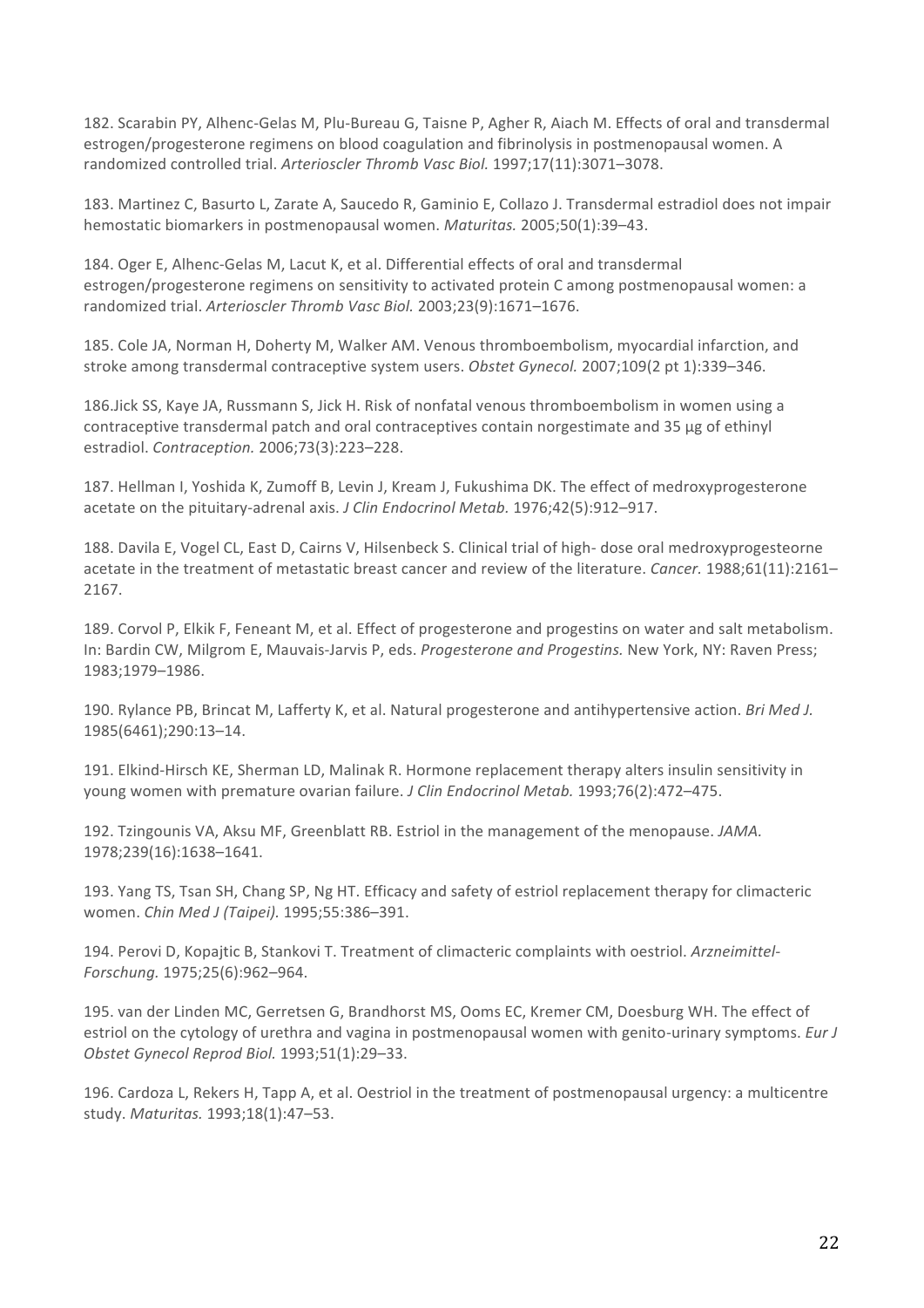182. Scarabin PY, Alhenc-Gelas M, Plu-Bureau G, Taisne P, Agher R, Aiach M. Effects of oral and transdermal estrogen/progesterone regimens on blood coagulation and fibrinolysis in postmenopausal women. A randomized controlled trial. *Arterioscler Thromb Vasc Biol.* 1997;17(11):3071–3078.

183. Martinez C, Basurto L, Zarate A, Saucedo R, Gaminio E, Collazo J. Transdermal estradiol does not impair hemostatic biomarkers in postmenopausal women. *Maturitas.* 2005;50(1):39–43.

184. Oger E, Alhenc-Gelas M, Lacut K, et al. Differential effects of oral and transdermal estrogen/progesterone regimens on sensitivity to activated protein C among postmenopausal women: a randomized trial. *Arterioscler Thromb Vasc Biol.* 2003;23(9):1671–1676.

185. Cole JA, Norman H, Doherty M, Walker AM. Venous thromboembolism, myocardial infarction, and stroke among transdermal contraceptive system users. *Obstet Gynecol.* 2007;109(2 pt 1):339–346.

186.Jick SS, Kaye JA, Russmann S, Jick H. Risk of nonfatal venous thromboembolism in women using a contraceptive transdermal patch and oral contraceptives contain norgestimate and 35 μg of ethinyl estradiol. *Contraception.* 2006;73(3):223–228.

187. Hellman I, Yoshida K, Zumoff B, Levin J, Kream J, Fukushima DK. The effect of medroxyprogesterone acetate on the pituitary-adrenal axis. *J Clin Endocrinol Metab.* 1976;42(5):912–917.

188. Davila E, Vogel CL, East D, Cairns V, Hilsenbeck S. Clinical trial of high- dose oral medroxyprogesteorne acetate in the treatment of metastatic breast cancer and review of the literature. *Cancer.* 1988;61(11):2161–2167.

189. Corvol P, Elkik F, Feneant M, et al. Effect of progesterone and progestins on water and salt metabolism. In: Bardin CW, Milgrom E, Mauvais-Jarvis P, eds. *Progesterone and Progestins.* New York, NY: Raven Press; 1983;1979–1986.

190. Rylance PB, Brincat M, Lafferty K, et al. Natural progesterone and antihypertensive action. *Bri Med J.* 1985(6461);290:13–14.

191. Elkind-Hirsch KE, Sherman LD, Malinak R. Hormone replacement therapy alters insulin sensitivity in young women with premature ovarian failure. *J Clin Endocrinol Metab.* 1993;76(2):472–475.

192. Tzingounis VA, Aksu MF, Greenblatt RB. Estriol in the management of the menopause. *JAMA.* 1978;239(16):1638–1641.

193. Yang TS, Tsan SH, Chang SP, Ng HT. Efficacy and safety of estriol replacement therapy for climacteric women. *Chin Med J (Taipei).* 1995;55:386–391.

194. Perovi D, Kopajtic B, Stankovi T. Treatment of climacteric complaints with oestriol. *Arzneimittel-Forschung.* 1975;25(6):962–964.

195. van der Linden MC, Gerretsen G, Brandhorst MS, Ooms EC, Kremer CM, Doesburg WH. The effect of estriol on the cytology of urethra and vagina in postmenopausal women with genito-urinary symptoms. *Eur J Obstet Gynecol Reprod Biol.* 1993;51(1):29–33.

196. Cardoza L, Rekers H, Tapp A, et al. Oestriol in the treatment of postmenopausal urgency: a multicentre study. *Maturitas.* 1993;18(1):47–53.